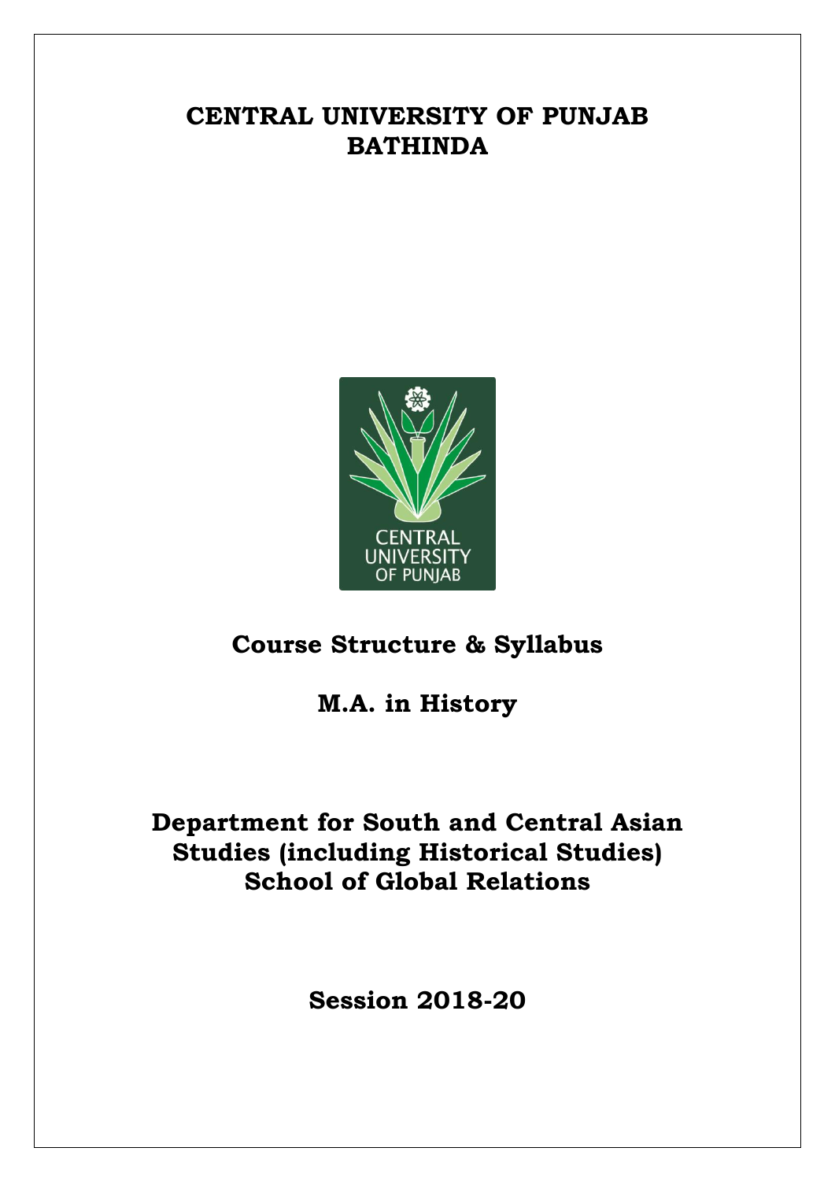# CENTRAL UNIVERSITY OF PUNJAB BATHINDA

## Course Structure & Syllabus

## M.A. in History

## Department for South and Central Asian Studies (including Historical Studies) School of Global Relations

## Session 2018-20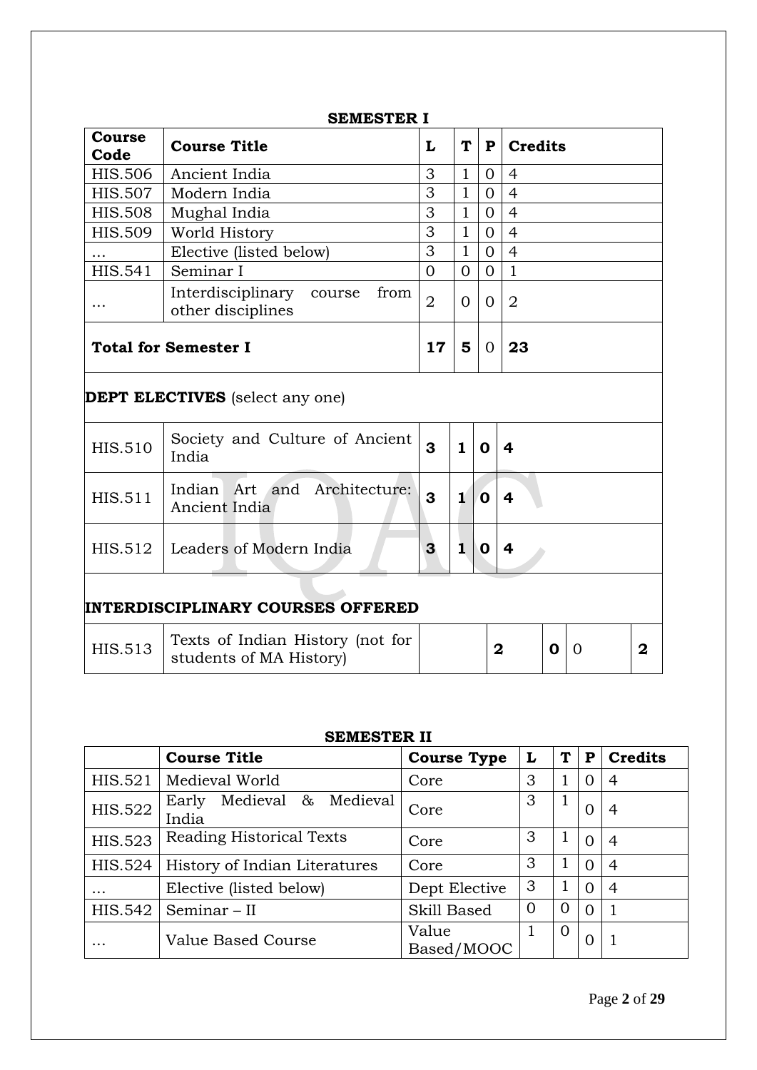**SEMESTER I**

| Course Code | Course Title | L | T | P | Credits |
|---|---|---|---|---|---|
| HIS.506 | Ancient India | 3 | 1 | 0 | 4 |
| HIS.507 | Modern India | 3 | 1 | 0 | 4 |
| HIS.508 | Mughal India | 3 | 1 | 0 | 4 |
| HIS.509 | World History | 3 | 1 | 0 | 4 |
| … | Elective (listed below) | 3 | 1 | 0 | 4 |
| HIS.541 | Seminar I | 0 | 0 | 0 | 1 |
| … | Interdisciplinary course from other disciplines | 2 | 0 | 0 | 2 |
| **Total for Semester I** | | **17** | **5** | 0 | **23** |
| **DEPT ELECTIVES** (select any one) | | | | | |
| HIS.510 | Society and Culture of Ancient India | **3** | **1** | **0** | **4** |
| HIS.511 | Indian Art and Architecture: Ancient India | **3** | **1** | **0** | **4** |
| HIS.512 | Leaders of Modern India | **3** | **1** | **0** | **4** |
| **INTERDISCIPLINARY COURSES OFFERED** | | | | | |
| HIS.513 | Texts of Indian History (not for students of MA History) | **2** | **0** | 0 | **2** |

**SEMESTER II**

| | Course Title | Course Type | L | T | P | Credits |
|---|---|---|---|---|---|---|
| HIS.521 | Medieval World | Core | 3 | 1 | 0 | 4 |
| HIS.522 | Early Medieval & Medieval India | Core | 3 | 1 | 0 | 4 |
| HIS.523 | Reading Historical Texts | Core | 3 | 1 | 0 | 4 |
| HIS.524 | History of Indian Literatures | Core | 3 | 1 | 0 | 4 |
| … | Elective (listed below) | Dept Elective | 3 | 1 | 0 | 4 |
| HIS.542 | Seminar – II | Skill Based | 0 | 0 | 0 | 1 |
| … | Value Based Course | Value Based/MOOC | 1 | 0 | 0 | 1 |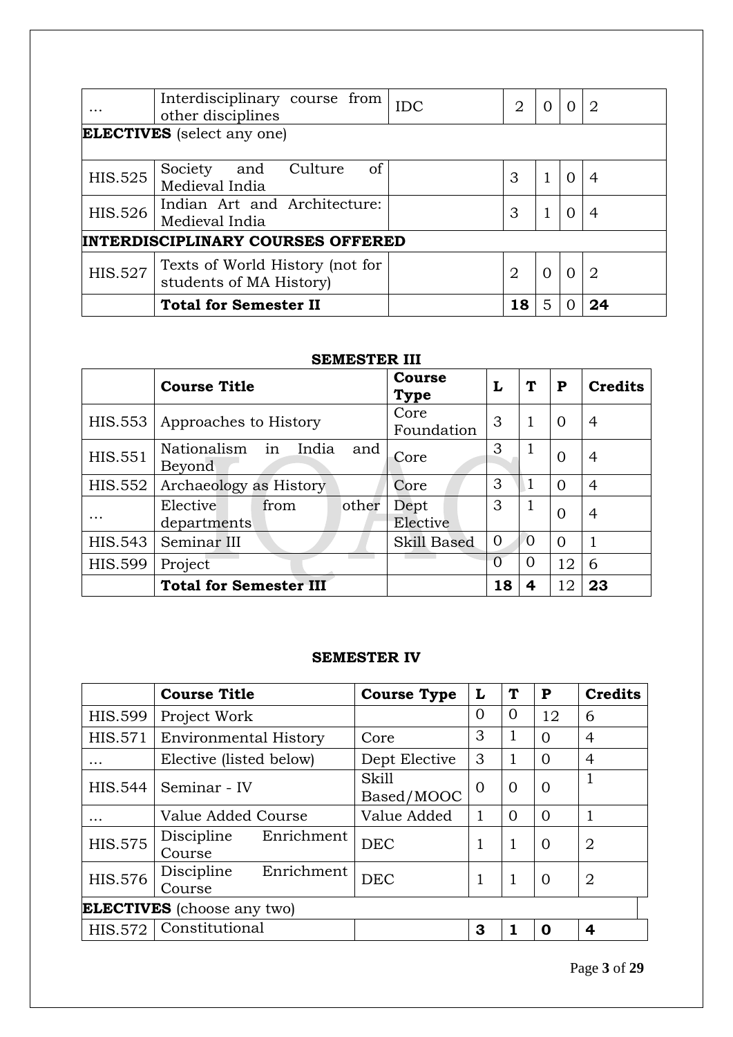| | | | | | | |
|---|---|---|---|---|---|---|
| ... | Interdisciplinary course from other disciplines | IDC | 2 | 0 | 0 | 2 |
| **ELECTIVES** (select any one) | | | | | | |
| HIS.525 | Society and Culture of Medieval India | | 3 | 1 | 0 | 4 |
| HIS.526 | Indian Art and Architecture: Medieval India | | 3 | 1 | 0 | 4 |
| **INTERDISCIPLINARY COURSES OFFERED** | | | | | | |
| HIS.527 | Texts of World History (not for students of MA History) | | 2 | 0 | 0 | 2 |
| | **Total for Semester II** | | **18** | 5 | 0 | **24** |

## SEMESTER III

| | Course Title | Course Type | L | T | P | Credits |
|---|---|---|---|---|---|---|
| HIS.553 | Approaches to History | Core Foundation | 3 | 1 | 0 | 4 |
| HIS.551 | Nationalism in India and Beyond | Core | 3 | 1 | 0 | 4 |
| HIS.552 | Archaeology as History | Core | 3 | 1 | 0 | 4 |
| ... | Elective from other departments | Dept Elective | 3 | 1 | 0 | 4 |
| HIS.543 | Seminar III | Skill Based | 0 | 0 | 0 | 1 |
| HIS.599 | Project | | 0 | 0 | 12 | 6 |
| | **Total for Semester III** | | **18** | **4** | 12 | **23** |

## SEMESTER IV

| | Course Title | Course Type | L | T | P | Credits |
|---|---|---|---|---|---|---|
| HIS.599 | Project Work | | 0 | 0 | 12 | 6 |
| HIS.571 | Environmental History | Core | 3 | 1 | 0 | 4 |
| ... | Elective (listed below) | Dept Elective | 3 | 1 | 0 | 4 |
| HIS.544 | Seminar - IV | Skill Based/MOOC | 0 | 0 | 0 | 1 |
| ... | Value Added Course | Value Added | 1 | 0 | 0 | 1 |
| HIS.575 | Discipline Enrichment Course | DEC | 1 | 1 | 0 | 2 |
| HIS.576 | Discipline Enrichment Course | DEC | 1 | 1 | 0 | 2 |
| **ELECTIVES** (choose any two) | | | | | | |
| HIS.572 | Constitutional | | **3** | **1** | **0** | **4** |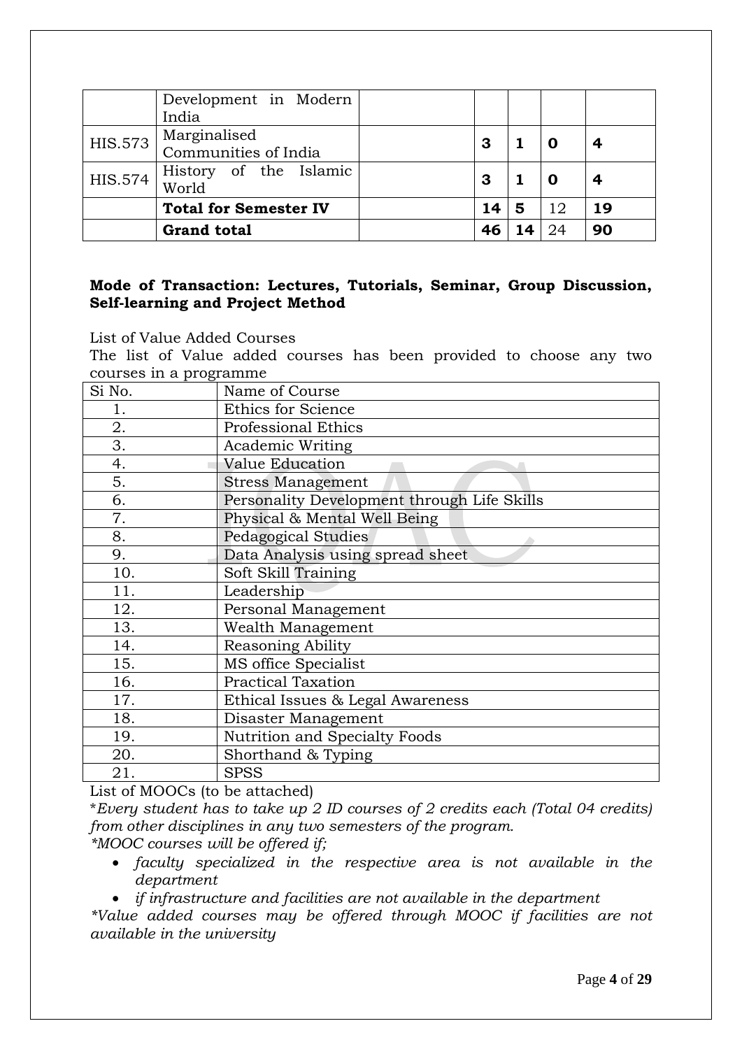|  | Development in Modern India |  |  |  |  |  |
|---|---|---|---|---|---|---|
| HIS.573 | Marginalised Communities of India |  | **3** | **1** | **0** | **4** |
| HIS.574 | History of the Islamic World |  | **3** | **1** | **0** | **4** |
|  | **Total for Semester IV** |  | **14** | **5** | 12 | **19** |
|  | **Grand total** |  | **46** | **14** | 24 | **90** |

**Mode of Transaction: Lectures, Tutorials, Seminar, Group Discussion, Self-learning and Project Method**

List of Value Added Courses

The list of Value added courses has been provided to choose any two courses in a programme

| Si No. | Name of Course |
|---|---|
| 1. | Ethics for Science |
| 2. | Professional Ethics |
| 3. | Academic Writing |
| 4. | Value Education |
| 5. | Stress Management |
| 6. | Personality Development through Life Skills |
| 7. | Physical & Mental Well Being |
| 8. | Pedagogical Studies |
| 9. | Data Analysis using spread sheet |
| 10. | Soft Skill Training |
| 11. | Leadership |
| 12. | Personal Management |
| 13. | Wealth Management |
| 14. | Reasoning Ability |
| 15. | MS office Specialist |
| 16. | Practical Taxation |
| 17. | Ethical Issues & Legal Awareness |
| 18. | Disaster Management |
| 19. | Nutrition and Specialty Foods |
| 20. | Shorthand & Typing |
| 21. | SPSS |

List of MOOCs (to be attached)

**Every student has to take up 2 ID courses of 2 credits each (Total 04 credits) from other disciplines in any two semesters of the program.*

**MOOC courses will be offered if;*

- *faculty specialized in the respective area is not available in the department*
- *if infrastructure and facilities are not available in the department*

**Value added courses may be offered through MOOC if facilities are not available in the university*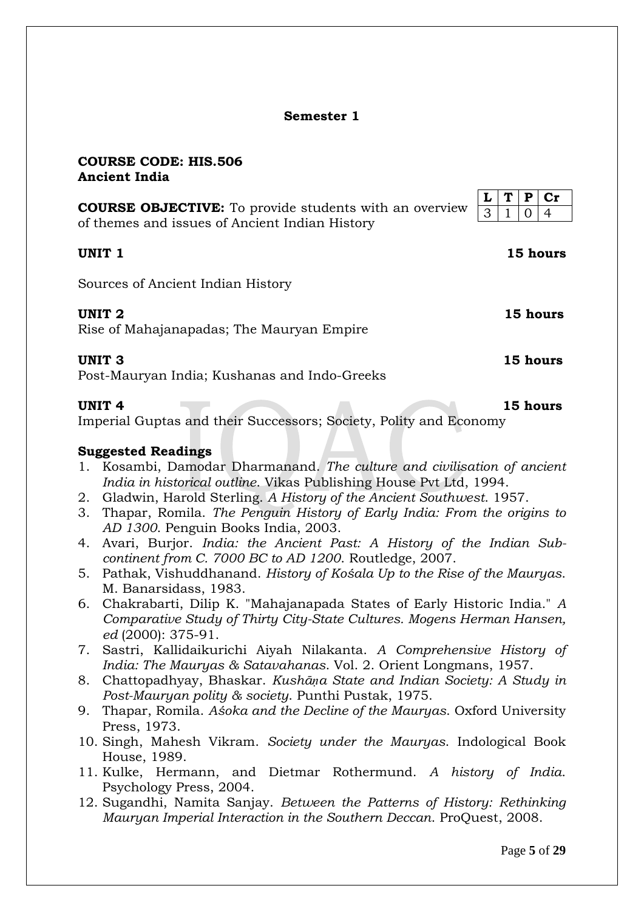**Semester 1**

**COURSE CODE: HIS.506**
**Ancient India**

**COURSE OBJECTIVE:** To provide students with an overview of themes and issues of Ancient Indian History

| L | T | P | Cr |
|---|---|---|---|
| 3 | 1 | 0 | 4 |

**UNIT 1** **15 hours**

Sources of Ancient Indian History

**UNIT 2** **15 hours**

Rise of Mahajanapadas; The Mauryan Empire

**UNIT 3** **15 hours**

Post-Mauryan India; Kushanas and Indo-Greeks

**UNIT 4** **15 hours**

Imperial Guptas and their Successors; Society, Polity and Economy

**Suggested Readings**

1. Kosambi, Damodar Dharmanand. *The culture and civilisation of ancient India in historical outline*. Vikas Publishing House Pvt Ltd, 1994.
2. Gladwin, Harold Sterling. *A History of the Ancient Southwest*. 1957.
3. Thapar, Romila. *The Penguin History of Early India: From the origins to AD 1300*. Penguin Books India, 2003.
4. Avari, Burjor. *India: the Ancient Past: A History of the Indian Sub-continent from C. 7000 BC to AD 1200*. Routledge, 2007.
5. Pathak, Vishuddhanand. *History of Kośala Up to the Rise of the Mauryas*. M. Banarsidass, 1983.
6. Chakrabarti, Dilip K. "Mahajanapada States of Early Historic India." *A Comparative Study of Thirty City-State Cultures. Mogens Herman Hansen, ed* (2000): 375-91.
7. Sastri, Kallidaikurichi Aiyah Nilakanta. *A Comprehensive History of India: The Mauryas & Satavahanas*. Vol. 2. Orient Longmans, 1957.
8. Chattopadhyay, Bhaskar. *Kushāṇa State and Indian Society: A Study in Post-Mauryan polity & society*. Punthi Pustak, 1975.
9. Thapar, Romila. *Aśoka and the Decline of the Mauryas*. Oxford University Press, 1973.
10. Singh, Mahesh Vikram. *Society under the Mauryas*. Indological Book House, 1989.
11. Kulke, Hermann, and Dietmar Rothermund. *A history of India*. Psychology Press, 2004.
12. Sugandhi, Namita Sanjay. *Between the Patterns of History: Rethinking Mauryan Imperial Interaction in the Southern Deccan*. ProQuest, 2008.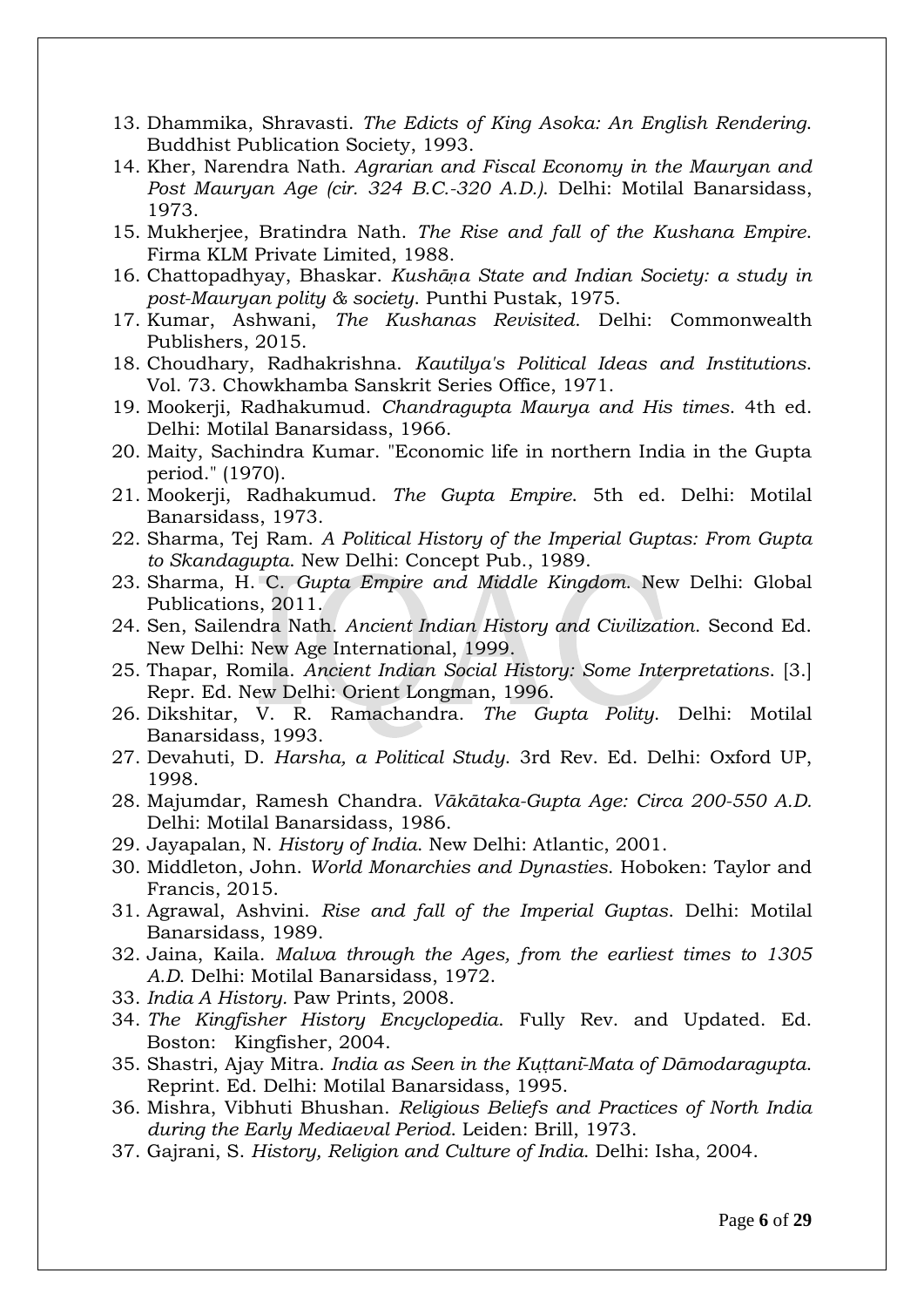13. Dhammika, Shravasti. *The Edicts of King Asoka: An English Rendering*. Buddhist Publication Society, 1993.
14. Kher, Narendra Nath. *Agrarian and Fiscal Economy in the Mauryan and Post Mauryan Age (cir. 324 B.C.-320 A.D.)*. Delhi: Motilal Banarsidass, 1973.
15. Mukherjee, Bratindra Nath. *The Rise and fall of the Kushana Empire*. Firma KLM Private Limited, 1988.
16. Chattopadhyay, Bhaskar. *Kushāṇa State and Indian Society: a study in post-Mauryan polity & society*. Punthi Pustak, 1975.
17. Kumar, Ashwani, *The Kushanas Revisited*. Delhi: Commonwealth Publishers, 2015.
18. Choudhary, Radhakrishna. *Kautilya's Political Ideas and Institutions*. Vol. 73. Chowkhamba Sanskrit Series Office, 1971.
19. Mookerji, Radhakumud. *Chandragupta Maurya and His times*. 4th ed. Delhi: Motilal Banarsidass, 1966.
20. Maity, Sachindra Kumar. "Economic life in northern India in the Gupta period." (1970).
21. Mookerji, Radhakumud. *The Gupta Empire*. 5th ed. Delhi: Motilal Banarsidass, 1973.
22. Sharma, Tej Ram. *A Political History of the Imperial Guptas: From Gupta to Skandagupta*. New Delhi: Concept Pub., 1989.
23. Sharma, H. C. *Gupta Empire and Middle Kingdom*. New Delhi: Global Publications, 2011.
24. Sen, Sailendra Nath. *Ancient Indian History and Civilization*. Second Ed. New Delhi: New Age International, 1999.
25. Thapar, Romila. *Ancient Indian Social History: Some Interpretations*. [3.] Repr. Ed. New Delhi: Orient Longman, 1996.
26. Dikshitar, V. R. Ramachandra. *The Gupta Polity*. Delhi: Motilal Banarsidass, 1993.
27. Devahuti, D. *Harsha, a Political Study*. 3rd Rev. Ed. Delhi: Oxford UP, 1998.
28. Majumdar, Ramesh Chandra. *Vākātaka-Gupta Age: Circa 200-550 A.D.* Delhi: Motilal Banarsidass, 1986.
29. Jayapalan, N. *History of India*. New Delhi: Atlantic, 2001.
30. Middleton, John. *World Monarchies and Dynasties*. Hoboken: Taylor and Francis, 2015.
31. Agrawal, Ashvini. *Rise and fall of the Imperial Guptas*. Delhi: Motilal Banarsidass, 1989.
32. Jaina, Kaila. *Malwa through the Ages, from the earliest times to 1305 A.D.* Delhi: Motilal Banarsidass, 1972.
33. *India A History*. Paw Prints, 2008.
34. *The Kingfisher History Encyclopedia*. Fully Rev. and Updated. Ed. Boston: Kingfisher, 2004.
35. Shastri, Ajay Mitra. *India as Seen in the Kuṭṭanī-Mata of Dāmodaragupta*. Reprint. Ed. Delhi: Motilal Banarsidass, 1995.
36. Mishra, Vibhuti Bhushan. *Religious Beliefs and Practices of North India during the Early Mediaeval Period*. Leiden: Brill, 1973.
37. Gajrani, S. *History, Religion and Culture of India*. Delhi: Isha, 2004.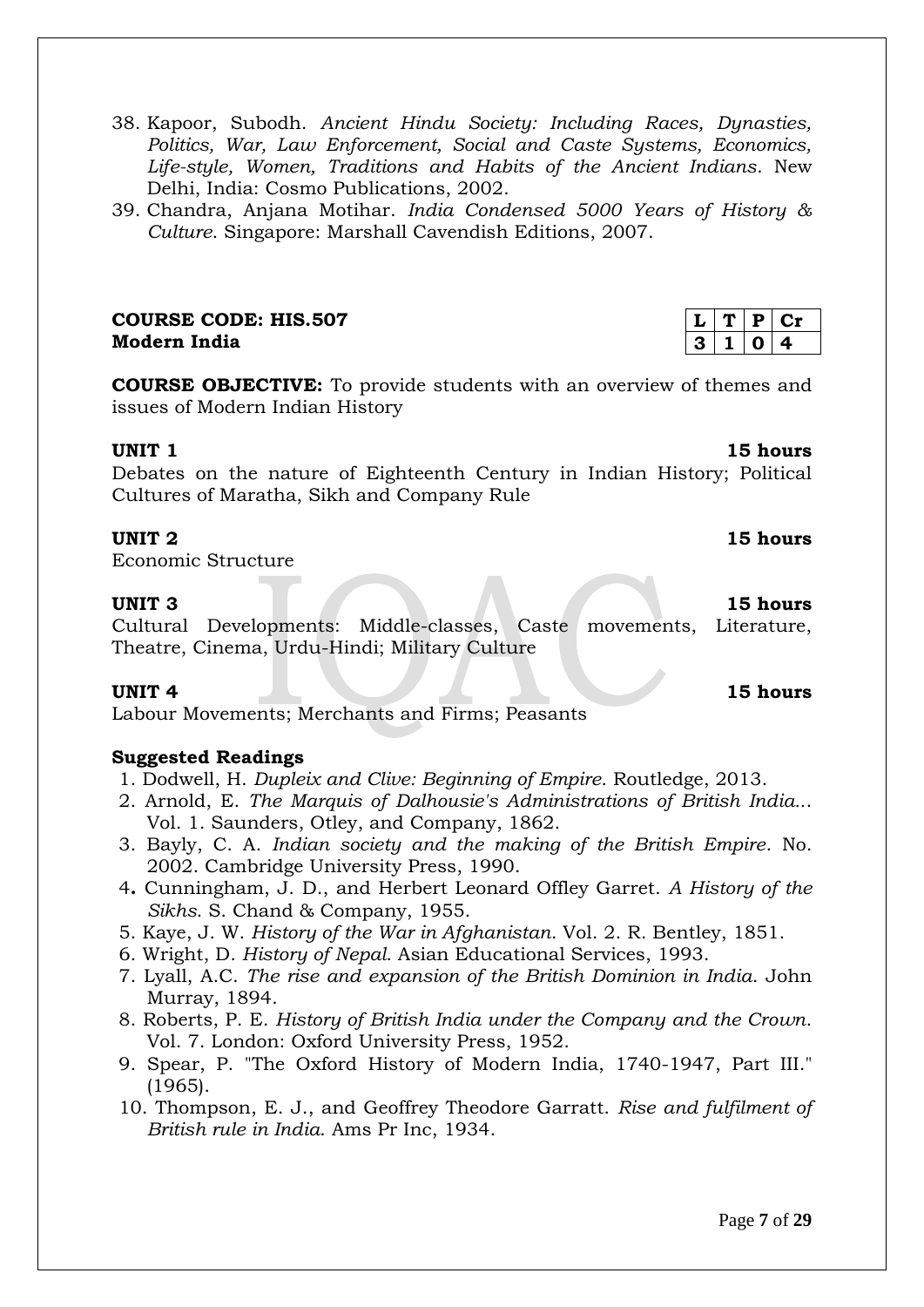38. Kapoor, Subodh. *Ancient Hindu Society: Including Races, Dynasties, Politics, War, Law Enforcement, Social and Caste Systems, Economics, Life-style, Women, Traditions and Habits of the Ancient Indians*. New Delhi, India: Cosmo Publications, 2002.
39. Chandra, Anjana Motihar. *India Condensed 5000 Years of History & Culture*. Singapore: Marshall Cavendish Editions, 2007.

**COURSE CODE: HIS.507**
**Modern India**

| L | T | P | Cr |
|---|---|---|---|
| 3 | 1 | 0 | 4 |

**COURSE OBJECTIVE:** To provide students with an overview of themes and issues of Modern Indian History

**UNIT 1** **15 hours**
Debates on the nature of Eighteenth Century in Indian History; Political Cultures of Maratha, Sikh and Company Rule

**UNIT 2** **15 hours**
Economic Structure

**UNIT 3** **15 hours**
Cultural Developments: Middle-classes, Caste movements, Literature, Theatre, Cinema, Urdu-Hindi; Military Culture

**UNIT 4** **15 hours**
Labour Movements; Merchants and Firms; Peasants

**Suggested Readings**

1. Dodwell, H. *Dupleix and Clive: Beginning of Empire*. Routledge, 2013.
2. Arnold, E. *The Marquis of Dalhousie's Administrations of British India..*. Vol. 1. Saunders, Otley, and Company, 1862.
3. Bayly, C. A. *Indian society and the making of the British Empire*. No. 2002. Cambridge University Press, 1990.
4. Cunningham, J. D., and Herbert Leonard Offley Garret. *A History of the Sikhs*. S. Chand & Company, 1955.
5. Kaye, J. W. *History of the War in Afghanistan*. Vol. 2. R. Bentley, 1851.
6. Wright, D. *History of Nepal*. Asian Educational Services, 1993.
7. Lyall, A.C. *The rise and expansion of the British Dominion in India*. John Murray, 1894.
8. Roberts, P. E. *History of British India under the Company and the Crown*. Vol. 7. London: Oxford University Press, 1952.
9. Spear, P. "The Oxford History of Modern India, 1740-1947, Part III." (1965).
10. Thompson, E. J., and Geoffrey Theodore Garratt. *Rise and fulfilment of British rule in India*. Ams Pr Inc, 1934.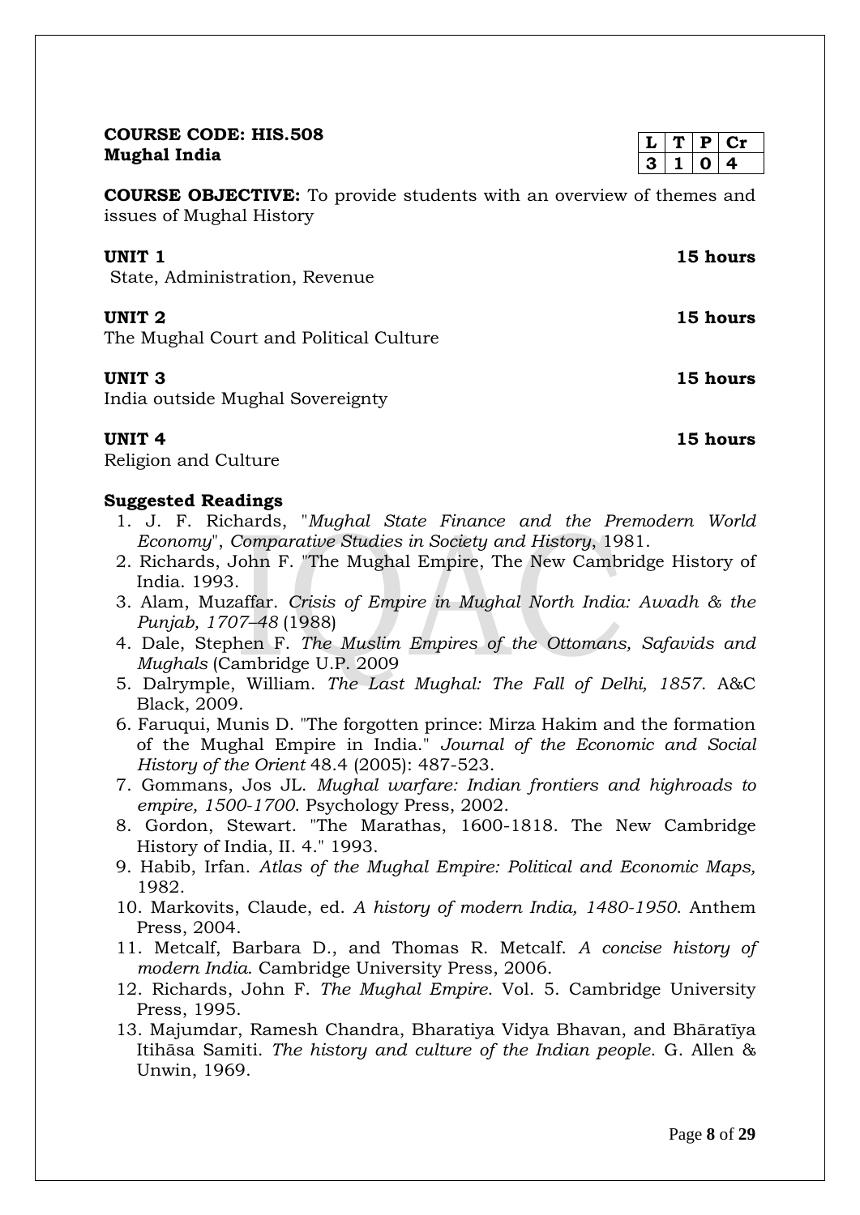**COURSE CODE: HIS.508**
**Mughal India**

| L | T | P | Cr |
|---|---|---|---|
| 3 | 1 | 0 | 4 |

**COURSE OBJECTIVE:** To provide students with an overview of themes and issues of Mughal History

**UNIT 1** **15 hours**
State, Administration, Revenue

**UNIT 2** **15 hours**
The Mughal Court and Political Culture

**UNIT 3** **15 hours**
India outside Mughal Sovereignty

**UNIT 4** **15 hours**
Religion and Culture

**Suggested Readings**

1. J. F. Richards, "*Mughal State Finance and the Premodern World Economy*", *Comparative Studies in Society and History*, 1981.
2. Richards, John F. "The Mughal Empire, The New Cambridge History of India. 1993.
3. Alam, Muzaffar. *Crisis of Empire in Mughal North India: Awadh & the Punjab, 1707–48* (1988)
4. Dale, Stephen F. *The Muslim Empires of the Ottomans, Safavids and Mughals* (Cambridge U.P. 2009
5. Dalrymple, William. *The Last Mughal: The Fall of Delhi, 1857*. A&C Black, 2009.
6. Faruqui, Munis D. "The forgotten prince: Mirza Hakim and the formation of the Mughal Empire in India." *Journal of the Economic and Social History of the Orient* 48.4 (2005): 487-523.
7. Gommans, Jos JL. *Mughal warfare: Indian frontiers and highroads to empire, 1500-1700*. Psychology Press, 2002.
8. Gordon, Stewart. "The Marathas, 1600-1818. The New Cambridge History of India, II. 4." 1993.
9. Habib, Irfan. *Atlas of the Mughal Empire: Political and Economic Maps,* 1982.
10. Markovits, Claude, ed. *A history of modern India, 1480-1950*. Anthem Press, 2004.
11. Metcalf, Barbara D., and Thomas R. Metcalf. *A concise history of modern India*. Cambridge University Press, 2006.
12. Richards, John F. *The Mughal Empire*. Vol. 5. Cambridge University Press, 1995.
13. Majumdar, Ramesh Chandra, Bharatiya Vidya Bhavan, and Bhāratīya Itihāsa Samiti. *The history and culture of the Indian people*. G. Allen & Unwin, 1969.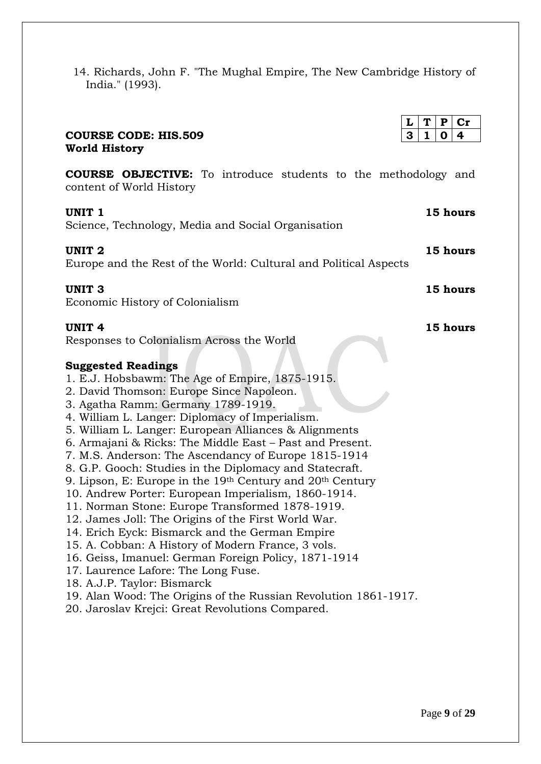14. Richards, John F. "The Mughal Empire, The New Cambridge History of India." (1993).

| L | T | P | Cr |
|---|---|---|---|
| 3 | 1 | 0 | 4 |

**COURSE CODE: HIS.509**
**World History**

**COURSE OBJECTIVE:** To introduce students to the methodology and content of World History

**UNIT 1** **15 hours**
Science, Technology, Media and Social Organisation

**UNIT 2** **15 hours**
Europe and the Rest of the World: Cultural and Political Aspects

**UNIT 3** **15 hours**
Economic History of Colonialism

**UNIT 4** **15 hours**
Responses to Colonialism Across the World

**Suggested Readings**

1. E.J. Hobsbawm: The Age of Empire, 1875-1915.
2. David Thomson: Europe Since Napoleon.
3. Agatha Ramm: Germany 1789-1919.
4. William L. Langer: Diplomacy of Imperialism.
5. William L. Langer: European Alliances & Alignments
6. Armajani & Ricks: The Middle East – Past and Present.
7. M.S. Anderson: The Ascendancy of Europe 1815-1914
8. G.P. Gooch: Studies in the Diplomacy and Statecraft.
9. Lipson, E: Europe in the 19th Century and 20th Century
10. Andrew Porter: European Imperialism, 1860-1914.
11. Norman Stone: Europe Transformed 1878-1919.
12. James Joll: The Origins of the First World War.
14. Erich Eyck: Bismarck and the German Empire
15. A. Cobban: A History of Modern France, 3 vols.
16. Geiss, Imanuel: German Foreign Policy, 1871-1914
17. Laurence Lafore: The Long Fuse.
18. A.J.P. Taylor: Bismarck
19. Alan Wood: The Origins of the Russian Revolution 1861-1917.
20. Jaroslav Krejci: Great Revolutions Compared.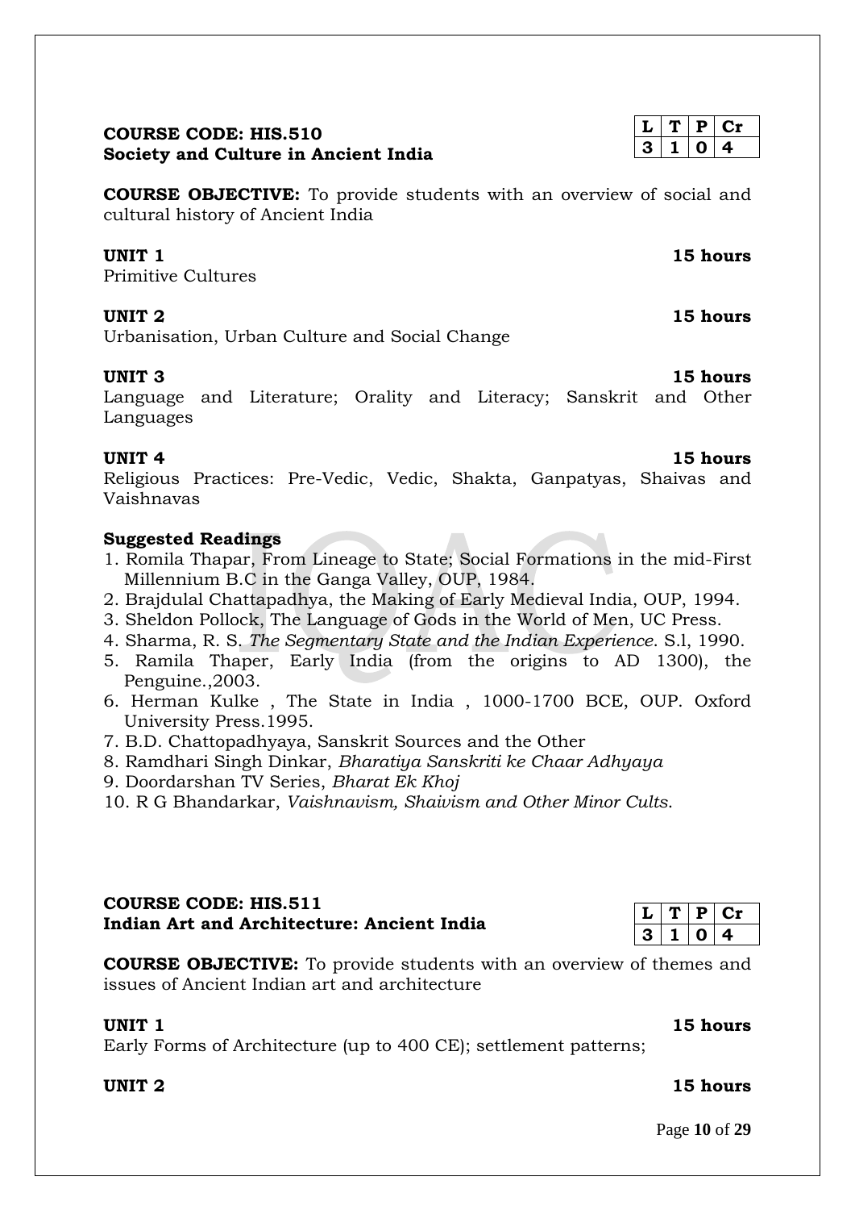**COURSE CODE: HIS.510**
**Society and Culture in Ancient India**

| L | T | P | Cr |
|---|---|---|---|
| 3 | 1 | 0 | 4 |

**COURSE OBJECTIVE:** To provide students with an overview of social and cultural history of Ancient India

**UNIT 1** **15 hours**
Primitive Cultures

**UNIT 2** **15 hours**
Urbanisation, Urban Culture and Social Change

**UNIT 3** **15 hours**
Language and Literature; Orality and Literacy; Sanskrit and Other Languages

**UNIT 4** **15 hours**
Religious Practices: Pre-Vedic, Vedic, Shakta, Ganpatyas, Shaivas and Vaishnavas

**Suggested Readings**

1. Romila Thapar, From Lineage to State; Social Formations in the mid-First Millennium B.C in the Ganga Valley, OUP, 1984.
2. Brajdulal Chattapadhya, the Making of Early Medieval India, OUP, 1994.
3. Sheldon Pollock, The Language of Gods in the World of Men, UC Press.
4. Sharma, R. S. *The Segmentary State and the Indian Experience*. S.l, 1990.
5. Ramila Thaper, Early India (from the origins to AD 1300), the Penguine.,2003.
6. Herman Kulke , The State in India , 1000-1700 BCE, OUP. Oxford University Press.1995.
7. B.D. Chattopadhyaya, Sanskrit Sources and the Other
8. Ramdhari Singh Dinkar, *Bharatiya Sanskriti ke Chaar Adhyaya*
9. Doordarshan TV Series, *Bharat Ek Khoj*
10. R G Bhandarkar, *Vaishnavism, Shaivism and Other Minor Cults*.

**COURSE CODE: HIS.511**
**Indian Art and Architecture: Ancient India**

| L | T | P | Cr |
|---|---|---|---|
| 3 | 1 | 0 | 4 |

**COURSE OBJECTIVE:** To provide students with an overview of themes and issues of Ancient Indian art and architecture

**UNIT 1** **15 hours**
Early Forms of Architecture (up to 400 CE); settlement patterns;

**UNIT 2** **15 hours**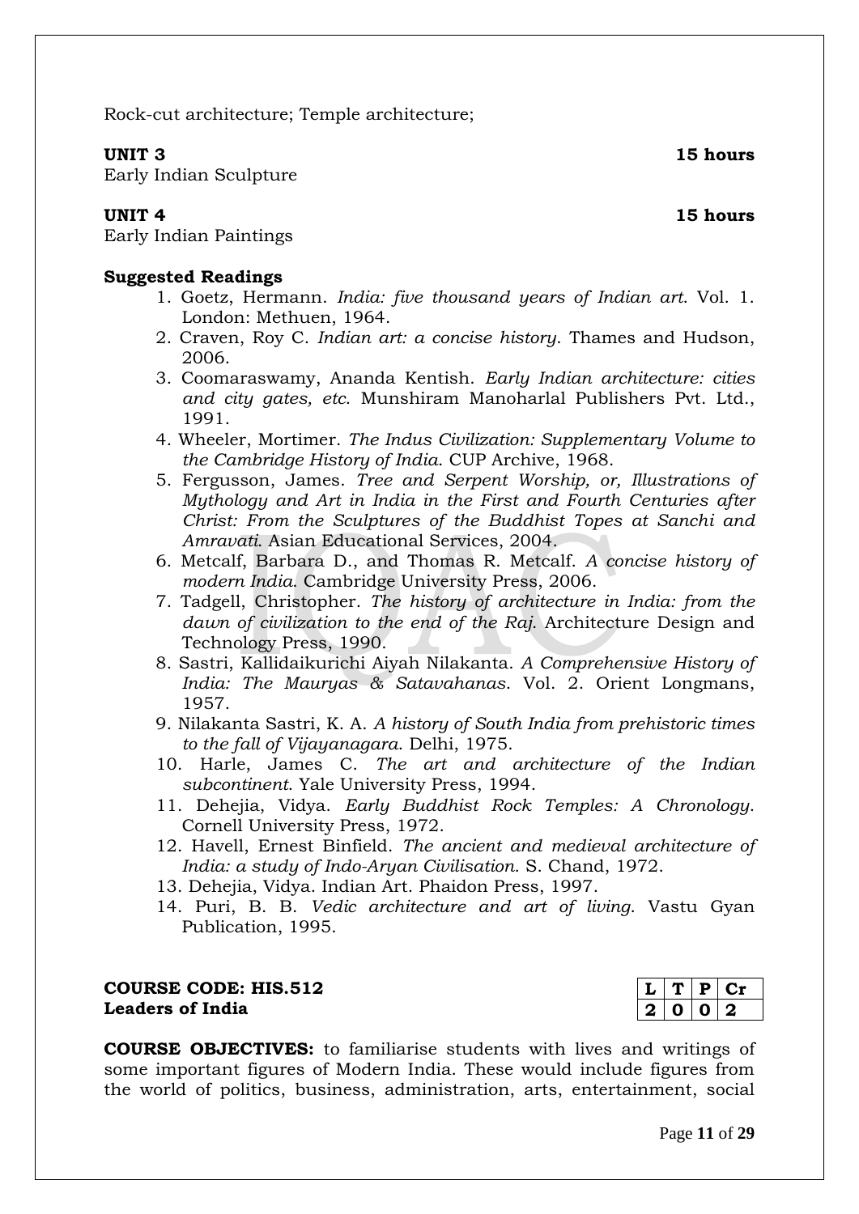Rock-cut architecture; Temple architecture;

**UNIT 3** **15 hours**

Early Indian Sculpture

**UNIT 4** **15 hours**

Early Indian Paintings

**Suggested Readings**

1. Goetz, Hermann. *India: five thousand years of Indian art*. Vol. 1. London: Methuen, 1964.
2. Craven, Roy C. *Indian art: a concise history*. Thames and Hudson, 2006.
3. Coomaraswamy, Ananda Kentish. *Early Indian architecture: cities and city gates, etc*. Munshiram Manoharlal Publishers Pvt. Ltd., 1991.
4. Wheeler, Mortimer. *The Indus Civilization: Supplementary Volume to the Cambridge History of India*. CUP Archive, 1968.
5. Fergusson, James. *Tree and Serpent Worship, or, Illustrations of Mythology and Art in India in the First and Fourth Centuries after Christ: From the Sculptures of the Buddhist Topes at Sanchi and Amravati*. Asian Educational Services, 2004.
6. Metcalf, Barbara D., and Thomas R. Metcalf. *A concise history of modern India*. Cambridge University Press, 2006.
7. Tadgell, Christopher. *The history of architecture in India: from the dawn of civilization to the end of the Raj*. Architecture Design and Technology Press, 1990.
8. Sastri, Kallidaikurichi Aiyah Nilakanta. *A Comprehensive History of India: The Mauryas & Satavahanas*. Vol. 2. Orient Longmans, 1957.
9. Nilakanta Sastri, K. A. *A history of South India from prehistoric times to the fall of Vijayanagara*. Delhi, 1975.
10. Harle, James C. *The art and architecture of the Indian subcontinent*. Yale University Press, 1994.
11. Dehejia, Vidya. *Early Buddhist Rock Temples: A Chronology*. Cornell University Press, 1972.
12. Havell, Ernest Binfield. *The ancient and medieval architecture of India: a study of Indo-Aryan Civilisation*. S. Chand, 1972.
13. Dehejia, Vidya. Indian Art. Phaidon Press, 1997.
14. Puri, B. B. *Vedic architecture and art of living*. Vastu Gyan Publication, 1995.

**COURSE CODE: HIS.512**
**Leaders of India**

| L | T | P | Cr |
|---|---|---|---|
| 2 | 0 | 0 | 2 |

**COURSE OBJECTIVES:** to familiarise students with lives and writings of some important figures of Modern India. These would include figures from the world of politics, business, administration, arts, entertainment, social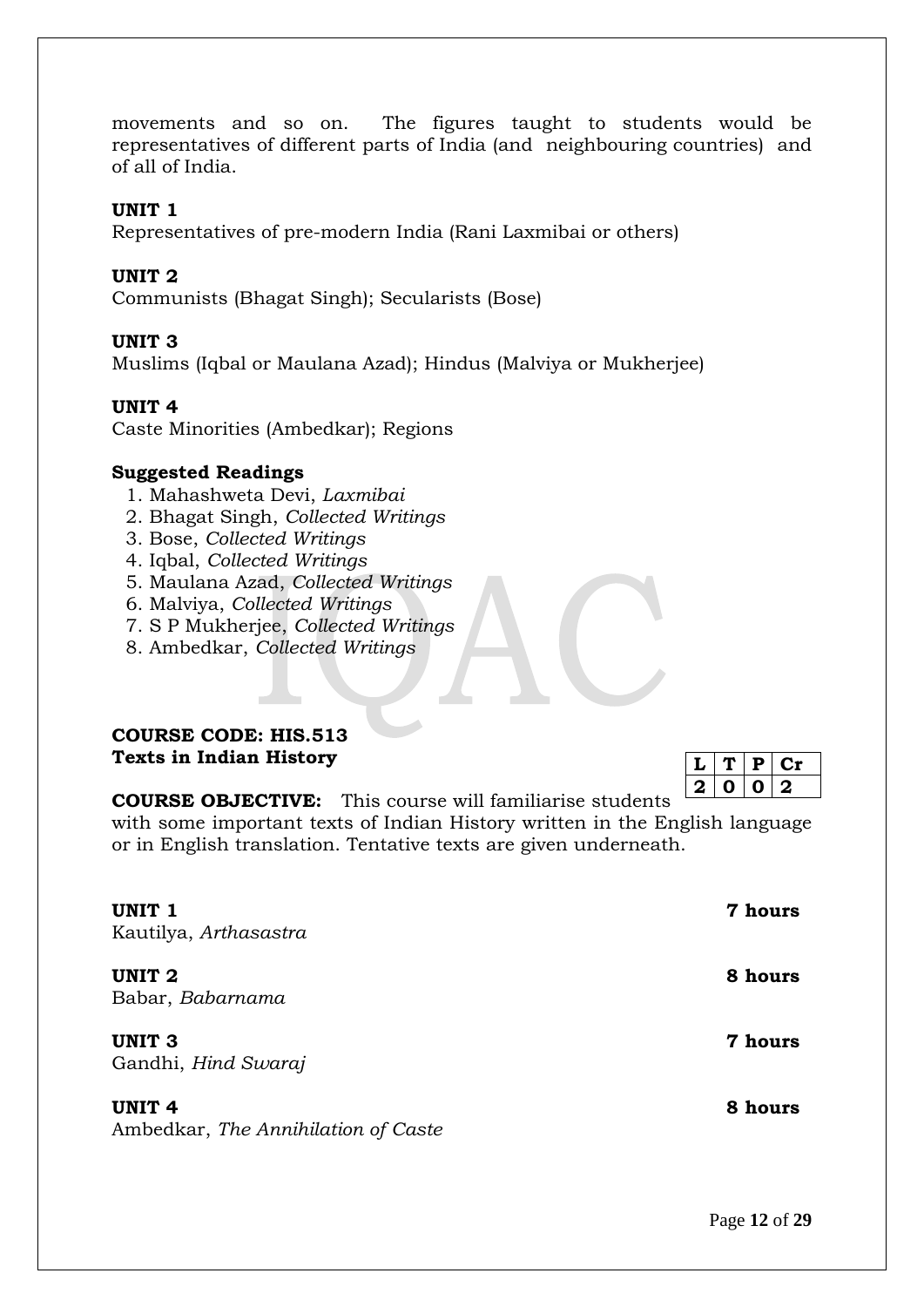movements and so on. The figures taught to students would be representatives of different parts of India (and neighbouring countries) and of all of India.

**UNIT 1**

Representatives of pre-modern India (Rani Laxmibai or others)

**UNIT 2**

Communists (Bhagat Singh); Secularists (Bose)

**UNIT 3**

Muslims (Iqbal or Maulana Azad); Hindus (Malviya or Mukherjee)

**UNIT 4**

Caste Minorities (Ambedkar); Regions

**Suggested Readings**

1. Mahashweta Devi, *Laxmibai*
2. Bhagat Singh, *Collected Writings*
3. Bose, *Collected Writings*
4. Iqbal, *Collected Writings*
5. Maulana Azad, *Collected Writings*
6. Malviya, *Collected Writings*
7. S P Mukherjee, *Collected Writings*
8. Ambedkar, *Collected Writings*

**COURSE CODE: HIS.513**
**Texts in Indian History**

| L | T | P | Cr |
|---|---|---|---|
| 2 | 0 | 0 | 2 |

**COURSE OBJECTIVE:** This course will familiarise students with some important texts of Indian History written in the English language or in English translation. Tentative texts are given underneath.

**UNIT 1** **7 hours**

Kautilya, *Arthasastra*

**UNIT 2** **8 hours**

Babar, *Babarnama*

**UNIT 3** **7 hours**

Gandhi, *Hind Swaraj*

**UNIT 4** **8 hours**

Ambedkar, *The Annihilation of Caste*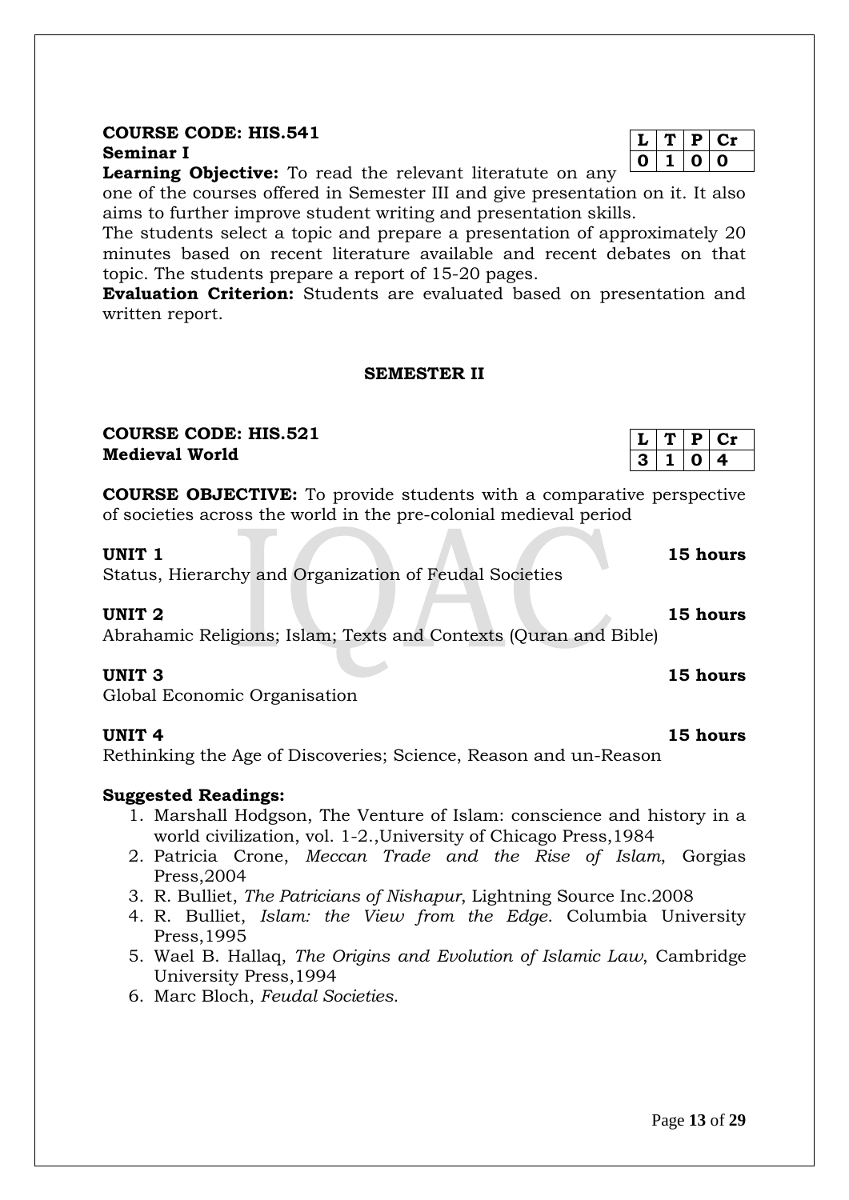**COURSE CODE: HIS.541**
**Seminar I**

| L | T | P | Cr |
|---|---|---|---|
| 0 | 1 | 0 | 0 |

**Learning Objective:** To read the relevant literatute on any one of the courses offered in Semester III and give presentation on it. It also aims to further improve student writing and presentation skills.

The students select a topic and prepare a presentation of approximately 20 minutes based on recent literature available and recent debates on that topic. The students prepare a report of 15-20 pages.

**Evaluation Criterion:** Students are evaluated based on presentation and written report.

## SEMESTER II

**COURSE CODE: HIS.521**
**Medieval World**

| L | T | P | Cr |
|---|---|---|---|
| 3 | 1 | 0 | 4 |

**COURSE OBJECTIVE:** To provide students with a comparative perspective of societies across the world in the pre-colonial medieval period

**UNIT 1** **15 hours**
Status, Hierarchy and Organization of Feudal Societies

**UNIT 2** **15 hours**
Abrahamic Religions; Islam; Texts and Contexts (Quran and Bible)

**UNIT 3** **15 hours**
Global Economic Organisation

**UNIT 4** **15 hours**
Rethinking the Age of Discoveries; Science, Reason and un-Reason

**Suggested Readings:**

1. Marshall Hodgson, The Venture of Islam: conscience and history in a world civilization, vol. 1-2.,University of Chicago Press,1984
2. Patricia Crone, *Meccan Trade and the Rise of Islam*, Gorgias Press,2004
3. R. Bulliet, *The Patricians of Nishapur*, Lightning Source Inc.2008
4. R. Bulliet, *Islam: the View from the Edge*. Columbia University Press,1995
5. Wael B. Hallaq, *The Origins and Evolution of Islamic Law*, Cambridge University Press,1994
6. Marc Bloch, *Feudal Societies*.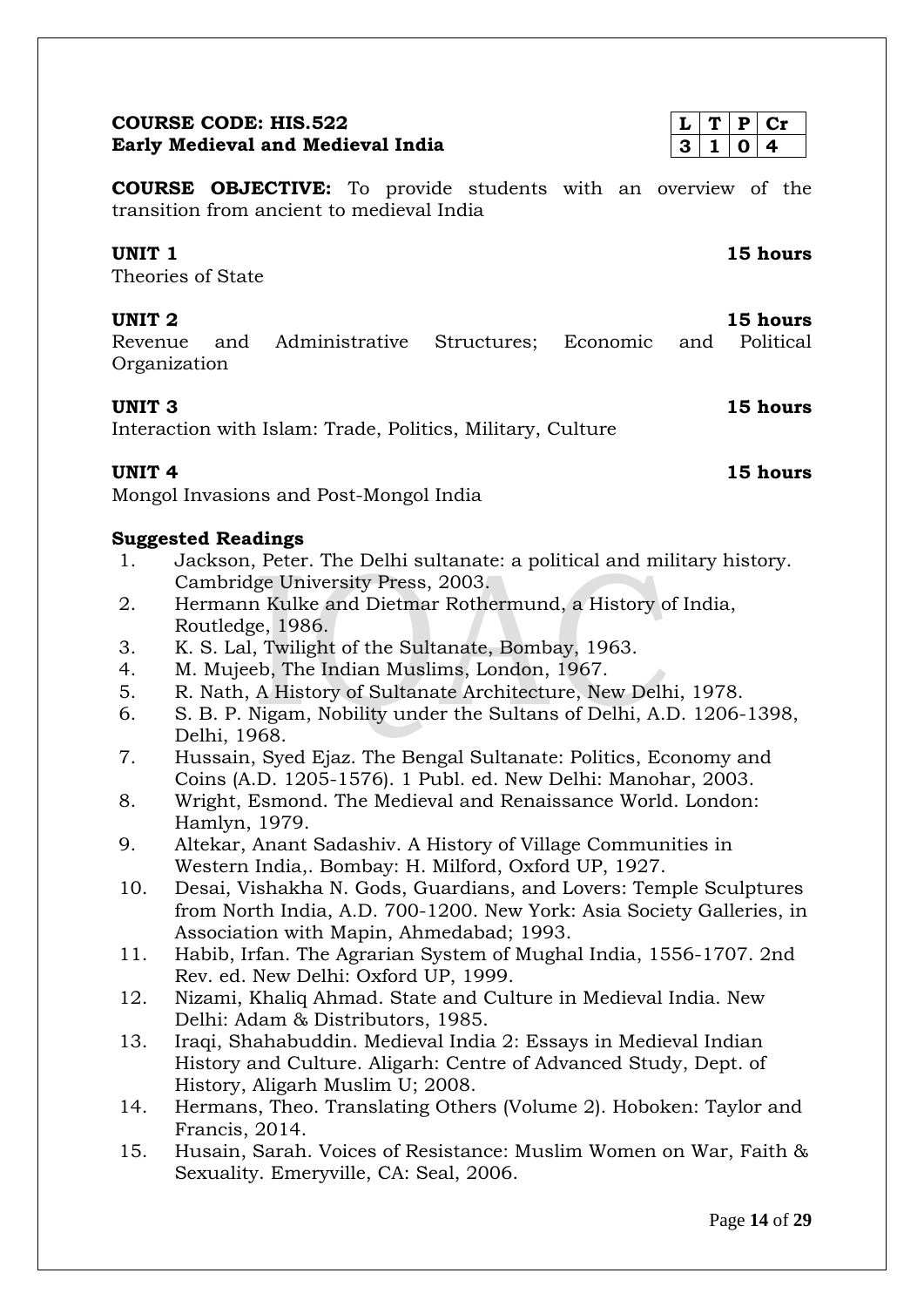**COURSE CODE: HIS.522**
**Early Medieval and Medieval India**

| L | T | P | Cr |
|---|---|---|---|
| 3 | 1 | 0 | 4 |

**COURSE OBJECTIVE:** To provide students with an overview of the transition from ancient to medieval India

**UNIT 1** **15 hours**

Theories of State

**UNIT 2** **15 hours**

Revenue and Administrative Structures; Economic and Political Organization

**UNIT 3** **15 hours**

Interaction with Islam: Trade, Politics, Military, Culture

**UNIT 4** **15 hours**

Mongol Invasions and Post-Mongol India

**Suggested Readings**

1. Jackson, Peter. The Delhi sultanate: a political and military history. Cambridge University Press, 2003.
2. Hermann Kulke and Dietmar Rothermund, a History of India, Routledge, 1986.
3. K. S. Lal, Twilight of the Sultanate, Bombay, 1963.
4. M. Mujeeb, The Indian Muslims, London, 1967.
5. R. Nath, A History of Sultanate Architecture, New Delhi, 1978.
6. S. B. P. Nigam, Nobility under the Sultans of Delhi, A.D. 1206-1398, Delhi, 1968.
7. Hussain, Syed Ejaz. The Bengal Sultanate: Politics, Economy and Coins (A.D. 1205-1576). 1 Publ. ed. New Delhi: Manohar, 2003.
8. Wright, Esmond. The Medieval and Renaissance World. London: Hamlyn, 1979.
9. Altekar, Anant Sadashiv. A History of Village Communities in Western India,. Bombay: H. Milford, Oxford UP, 1927.
10. Desai, Vishakha N. Gods, Guardians, and Lovers: Temple Sculptures from North India, A.D. 700-1200. New York: Asia Society Galleries, in Association with Mapin, Ahmedabad; 1993.
11. Habib, Irfan. The Agrarian System of Mughal India, 1556-1707. 2nd Rev. ed. New Delhi: Oxford UP, 1999.
12. Nizami, Khaliq Ahmad. State and Culture in Medieval India. New Delhi: Adam & Distributors, 1985.
13. Iraqi, Shahabuddin. Medieval India 2: Essays in Medieval Indian History and Culture. Aligarh: Centre of Advanced Study, Dept. of History, Aligarh Muslim U; 2008.
14. Hermans, Theo. Translating Others (Volume 2). Hoboken: Taylor and Francis, 2014.
15. Husain, Sarah. Voices of Resistance: Muslim Women on War, Faith & Sexuality. Emeryville, CA: Seal, 2006.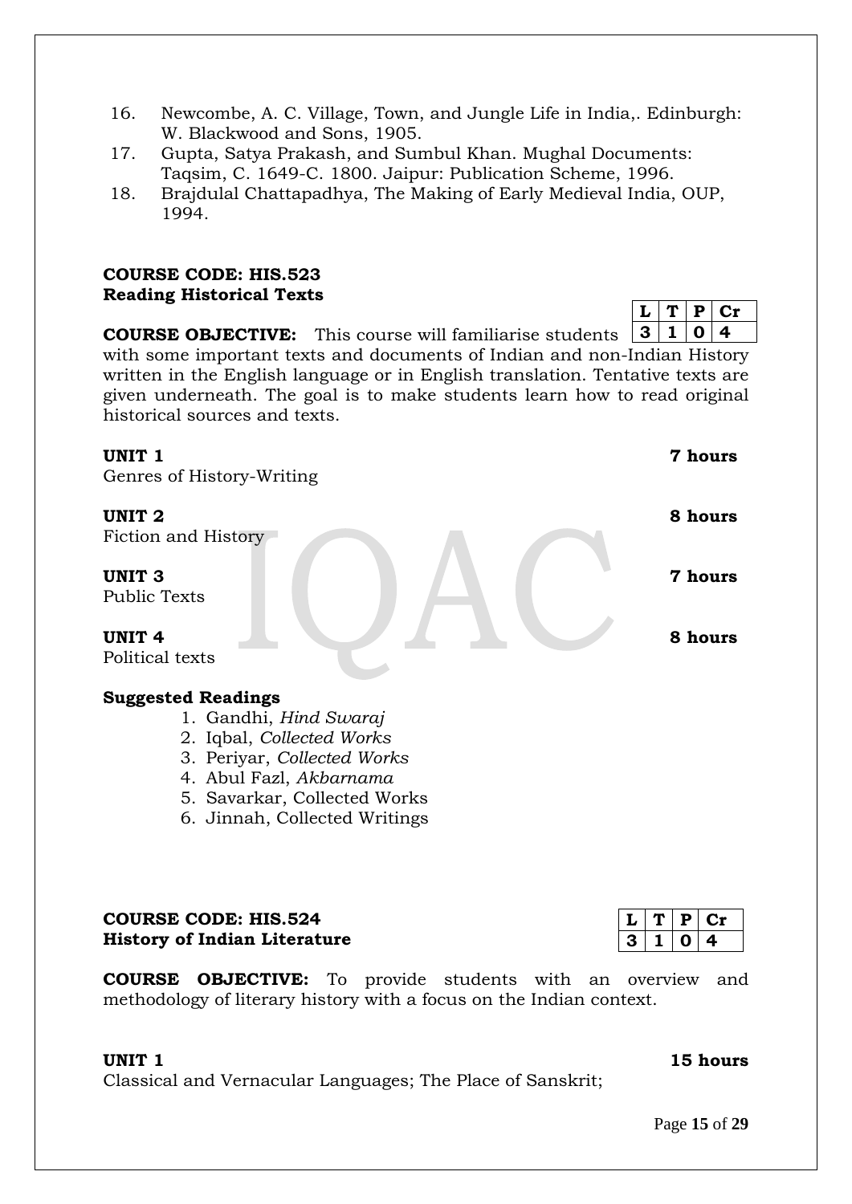16. Newcombe, A. C. Village, Town, and Jungle Life in India,. Edinburgh: W. Blackwood and Sons, 1905.
17. Gupta, Satya Prakash, and Sumbul Khan. Mughal Documents: Taqsim, C. 1649-C. 1800. Jaipur: Publication Scheme, 1996.
18. Brajdulal Chattapadhya, The Making of Early Medieval India, OUP, 1994.

**COURSE CODE: HIS.523**
**Reading Historical Texts**

| L | T | P | Cr |
|---|---|---|---|
| 3 | 1 | 0 | 4 |

**COURSE OBJECTIVE:** This course will familiarise students with some important texts and documents of Indian and non-Indian History written in the English language or in English translation. Tentative texts are given underneath. The goal is to make students learn how to read original historical sources and texts.

**UNIT 1** **7 hours**
Genres of History-Writing

**UNIT 2** **8 hours**
Fiction and History

**UNIT 3** **7 hours**
Public Texts

**UNIT 4** **8 hours**
Political texts

**Suggested Readings**

1. Gandhi, *Hind Swaraj*
2. Iqbal, *Collected Works*
3. Periyar, *Collected Works*
4. Abul Fazl, *Akbarnama*
5. Savarkar, Collected Works
6. Jinnah, Collected Writings

**COURSE CODE: HIS.524**
**History of Indian Literature**

| L | T | P | Cr |
|---|---|---|---|
| 3 | 1 | 0 | 4 |

**COURSE OBJECTIVE:** To provide students with an overview and methodology of literary history with a focus on the Indian context.

**UNIT 1** **15 hours**
Classical and Vernacular Languages; The Place of Sanskrit;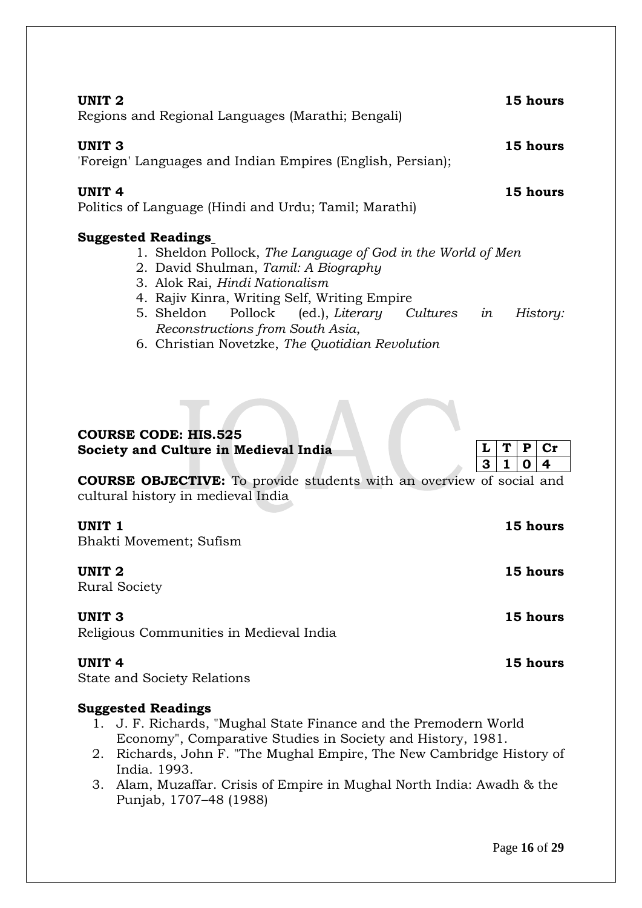**UNIT 2** **15 hours**

Regions and Regional Languages (Marathi; Bengali)

**UNIT 3** **15 hours**

'Foreign' Languages and Indian Empires (English, Persian);

**UNIT 4** **15 hours**

Politics of Language (Hindi and Urdu; Tamil; Marathi)

**Suggested Readings**

1. Sheldon Pollock, *The Language of God in the World of Men*
2. David Shulman, *Tamil: A Biography*
3. Alok Rai, *Hindi Nationalism*
4. Rajiv Kinra, Writing Self, Writing Empire
5. Sheldon Pollock (ed.), *Literary Cultures in History: Reconstructions from South Asia*,
6. Christian Novetzke, *The Quotidian Revolution*

**COURSE CODE: HIS.525**
**Society and Culture in Medieval India**

| L | T | P | Cr |
|---|---|---|---|
| 3 | 1 | 0 | 4 |

**COURSE OBJECTIVE:** To provide students with an overview of social and cultural history in medieval India

**UNIT 1** **15 hours**

Bhakti Movement; Sufism

**UNIT 2** **15 hours**

Rural Society

**UNIT 3** **15 hours**

Religious Communities in Medieval India

**UNIT 4** **15 hours**

State and Society Relations

**Suggested Readings**

1. J. F. Richards, "Mughal State Finance and the Premodern World Economy", Comparative Studies in Society and History, 1981.
2. Richards, John F. "The Mughal Empire, The New Cambridge History of India. 1993.
3. Alam, Muzaffar. Crisis of Empire in Mughal North India: Awadh & the Punjab, 1707–48 (1988)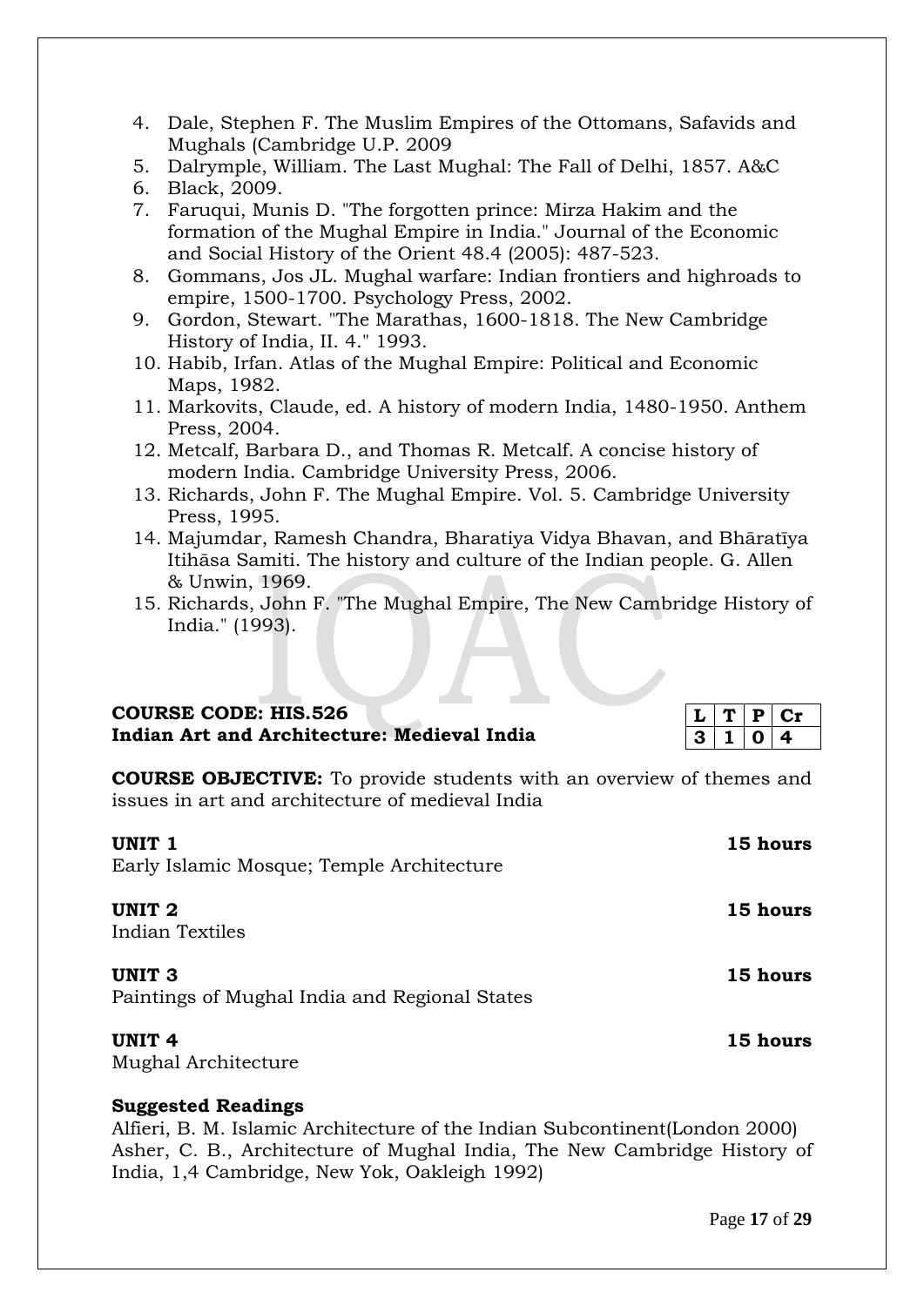4. Dale, Stephen F. The Muslim Empires of the Ottomans, Safavids and Mughals (Cambridge U.P. 2009
5. Dalrymple, William. The Last Mughal: The Fall of Delhi, 1857. A&C
6. Black, 2009.
7. Faruqui, Munis D. "The forgotten prince: Mirza Hakim and the formation of the Mughal Empire in India." Journal of the Economic and Social History of the Orient 48.4 (2005): 487-523.
8. Gommans, Jos JL. Mughal warfare: Indian frontiers and highroads to empire, 1500-1700. Psychology Press, 2002.
9. Gordon, Stewart. "The Marathas, 1600-1818. The New Cambridge History of India, II. 4." 1993.
10. Habib, Irfan. Atlas of the Mughal Empire: Political and Economic Maps, 1982.
11. Markovits, Claude, ed. A history of modern India, 1480-1950. Anthem Press, 2004.
12. Metcalf, Barbara D., and Thomas R. Metcalf. A concise history of modern India. Cambridge University Press, 2006.
13. Richards, John F. The Mughal Empire. Vol. 5. Cambridge University Press, 1995.
14. Majumdar, Ramesh Chandra, Bharatiya Vidya Bhavan, and Bhāratīya Itihāsa Samiti. The history and culture of the Indian people. G. Allen & Unwin, 1969.
15. Richards, John F. "The Mughal Empire, The New Cambridge History of India." (1993).

**COURSE CODE: HIS.526**
**Indian Art and Architecture: Medieval India**

| L | T | P | Cr |
|---|---|---|---|
| 3 | 1 | 0 | 4 |

**COURSE OBJECTIVE:** To provide students with an overview of themes and issues in art and architecture of medieval India

**UNIT 1** **15 hours**
Early Islamic Mosque; Temple Architecture

**UNIT 2** **15 hours**
Indian Textiles

**UNIT 3** **15 hours**
Paintings of Mughal India and Regional States

**UNIT 4** **15 hours**
Mughal Architecture

**Suggested Readings**

Alfieri, B. M. Islamic Architecture of the Indian Subcontinent(London 2000)
Asher, C. B., Architecture of Mughal India, The New Cambridge History of India, 1,4 Cambridge, New Yok, Oakleigh 1992)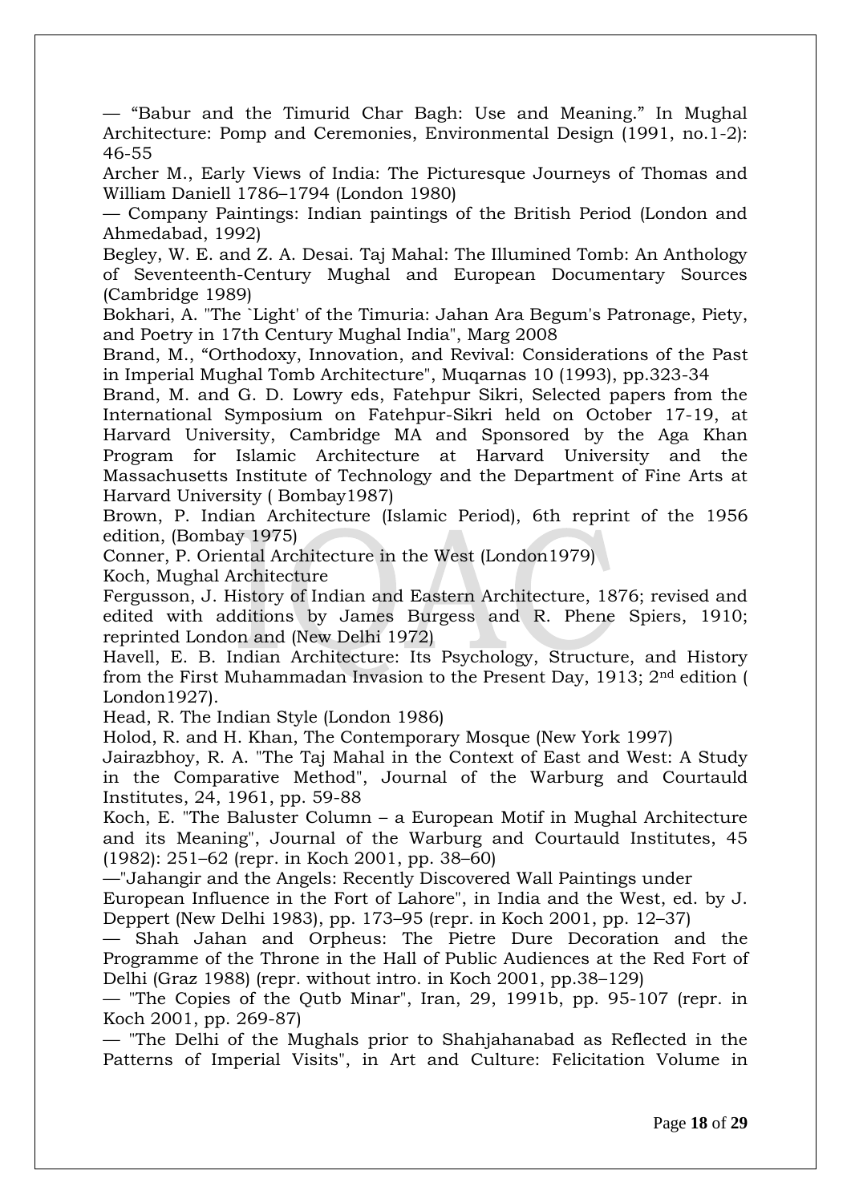— “Babur and the Timurid Char Bagh: Use and Meaning.” In Mughal Architecture: Pomp and Ceremonies, Environmental Design (1991, no.1-2): 46-55

Archer M., Early Views of India: The Picturesque Journeys of Thomas and William Daniell 1786–1794 (London 1980)

— Company Paintings: Indian paintings of the British Period (London and Ahmedabad, 1992)

Begley, W. E. and Z. A. Desai. Taj Mahal: The Illumined Tomb: An Anthology of Seventeenth-Century Mughal and European Documentary Sources (Cambridge 1989)

Bokhari, A. "The `Light' of the Timuria: Jahan Ara Begum's Patronage, Piety, and Poetry in 17th Century Mughal India", Marg 2008

Brand, M., “Orthodoxy, Innovation, and Revival: Considerations of the Past in Imperial Mughal Tomb Architecture", Muqarnas 10 (1993), pp.323-34

Brand, M. and G. D. Lowry eds, Fatehpur Sikri, Selected papers from the International Symposium on Fatehpur-Sikri held on October 17-19, at Harvard University, Cambridge MA and Sponsored by the Aga Khan Program for Islamic Architecture at Harvard University and the Massachusetts Institute of Technology and the Department of Fine Arts at Harvard University ( Bombay1987)

Brown, P. Indian Architecture (Islamic Period), 6th reprint of the 1956 edition, (Bombay 1975)

Conner, P. Oriental Architecture in the West (London1979)

Koch, Mughal Architecture

Fergusson, J. History of Indian and Eastern Architecture, 1876; revised and edited with additions by James Burgess and R. Phene Spiers, 1910; reprinted London and (New Delhi 1972)

Havell, E. B. Indian Architecture: Its Psychology, Structure, and History from the First Muhammadan Invasion to the Present Day, 1913; 2nd edition ( London1927).

Head, R. The Indian Style (London 1986)

Holod, R. and H. Khan, The Contemporary Mosque (New York 1997)

Jairazbhoy, R. A. "The Taj Mahal in the Context of East and West: A Study in the Comparative Method", Journal of the Warburg and Courtauld Institutes, 24, 1961, pp. 59-88

Koch, E. "The Baluster Column – a European Motif in Mughal Architecture and its Meaning", Journal of the Warburg and Courtauld Institutes, 45 (1982): 251–62 (repr. in Koch 2001, pp. 38–60)

—"Jahangir and the Angels: Recently Discovered Wall Paintings under European Influence in the Fort of Lahore", in India and the West, ed. by J. Deppert (New Delhi 1983), pp. 173–95 (repr. in Koch 2001, pp. 12–37)

— Shah Jahan and Orpheus: The Pietre Dure Decoration and the Programme of the Throne in the Hall of Public Audiences at the Red Fort of Delhi (Graz 1988) (repr. without intro. in Koch 2001, pp.38–129)

— "The Copies of the Qutb Minar", Iran, 29, 1991b, pp. 95-107 (repr. in Koch 2001, pp. 269-87)

— "The Delhi of the Mughals prior to Shahjahanabad as Reflected in the Patterns of Imperial Visits", in Art and Culture: Felicitation Volume in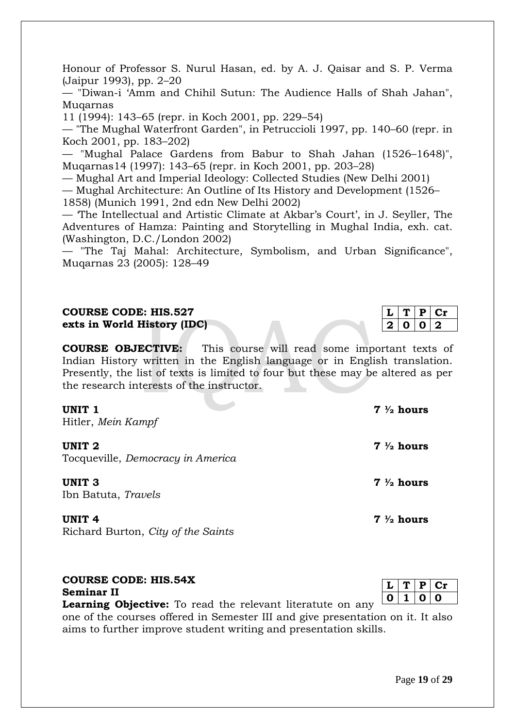Honour of Professor S. Nurul Hasan, ed. by A. J. Qaisar and S. P. Verma (Jaipur 1993), pp. 2–20

— "Diwan-i 'Amm and Chihil Sutun: The Audience Halls of Shah Jahan", Muqarnas 11 (1994): 143–65 (repr. in Koch 2001, pp. 229–54)

— "The Mughal Waterfront Garden", in Petruccioli 1997, pp. 140–60 (repr. in Koch 2001, pp. 183–202)

— "Mughal Palace Gardens from Babur to Shah Jahan (1526–1648)", Muqarnas14 (1997): 143–65 (repr. in Koch 2001, pp. 203–28)

— Mughal Art and Imperial Ideology: Collected Studies (New Delhi 2001)

— Mughal Architecture: An Outline of Its History and Development (1526–1858) (Munich 1991, 2nd edn New Delhi 2002)

— 'The Intellectual and Artistic Climate at Akbar's Court', in J. Seyller, The Adventures of Hamza: Painting and Storytelling in Mughal India, exh. cat. (Washington, D.C./London 2002)

— "The Taj Mahal: Architecture, Symbolism, and Urban Significance", Muqarnas 23 (2005): 128–49

**COURSE CODE: HIS.527**
**exts in World History (IDC)**

| L | T | P | Cr |
|---|---|---|---|
| 2 | 0 | 0 | 2 |

**COURSE OBJECTIVE:** This course will read some important texts of Indian History written in the English language or in English translation. Presently, the list of texts is limited to four but these may be altered as per the research interests of the instructor.

**UNIT 1** **7 ½ hours**
Hitler, *Mein Kampf*

**UNIT 2** **7 ½ hours**
Tocqueville, *Democracy in America*

**UNIT 3** **7 ½ hours**
Ibn Batuta, *Travels*

**UNIT 4** **7 ½ hours**
Richard Burton, *City of the Saints*

**COURSE CODE: HIS.54X**
**Seminar II**

| L | T | P | Cr |
|---|---|---|---|
| 0 | 1 | 0 | 0 |

**Learning Objective:** To read the relevant literatute on any one of the courses offered in Semester III and give presentation on it. It also aims to further improve student writing and presentation skills.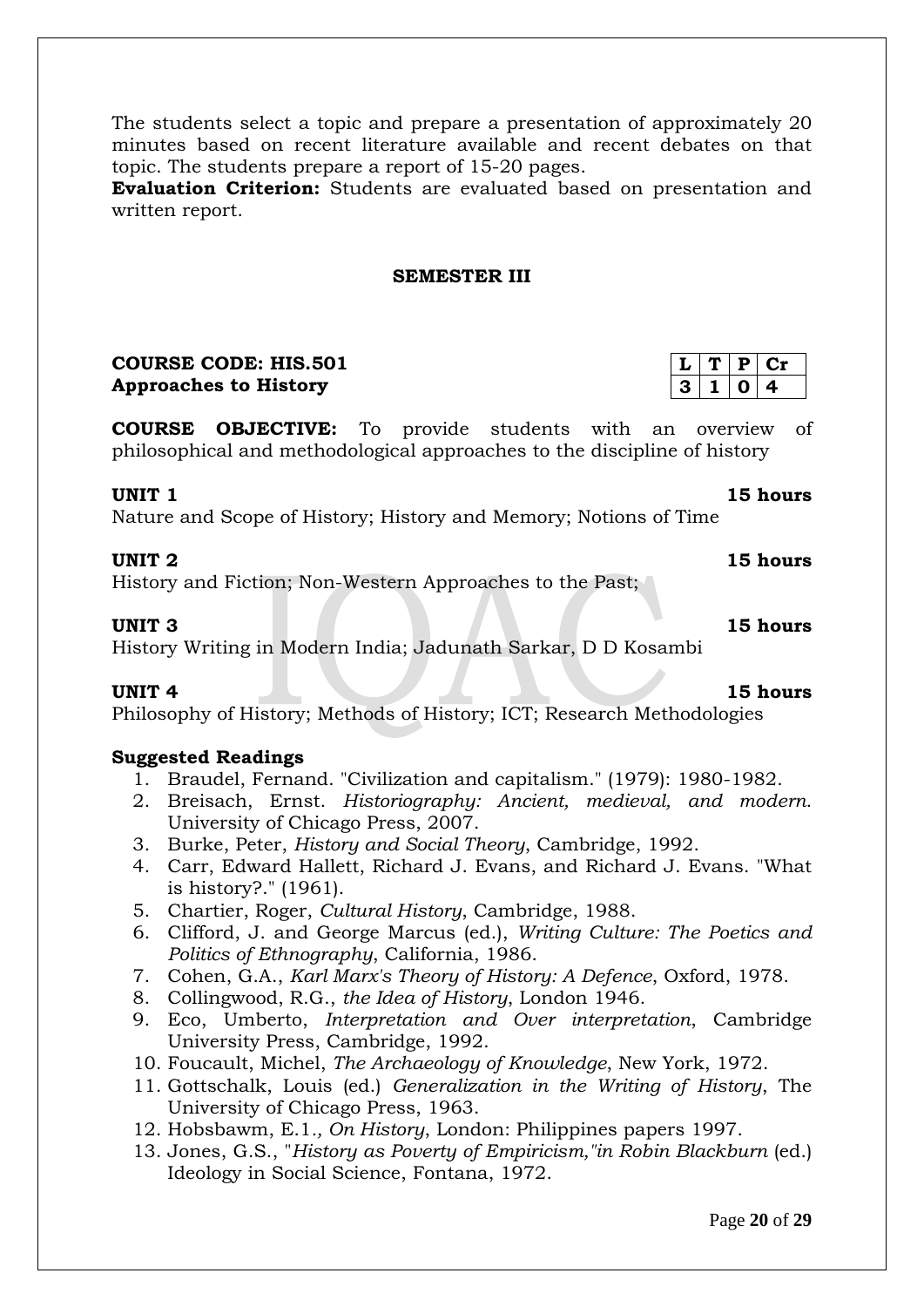The students select a topic and prepare a presentation of approximately 20 minutes based on recent literature available and recent debates on that topic. The students prepare a report of 15-20 pages.

**Evaluation Criterion:** Students are evaluated based on presentation and written report.

## SEMESTER III

**COURSE CODE: HIS.501**
**Approaches to History**

| L | T | P | Cr |
|---|---|---|---|
| 3 | 1 | 0 | 4 |

**COURSE OBJECTIVE:** To provide students with an overview of philosophical and methodological approaches to the discipline of history

**UNIT 1** **15 hours**
Nature and Scope of History; History and Memory; Notions of Time

**UNIT 2** **15 hours**
History and Fiction; Non-Western Approaches to the Past;

**UNIT 3** **15 hours**
History Writing in Modern India; Jadunath Sarkar, D D Kosambi

**UNIT 4** **15 hours**
Philosophy of History; Methods of History; ICT; Research Methodologies

**Suggested Readings**

1. Braudel, Fernand. "Civilization and capitalism." (1979): 1980-1982.
2. Breisach, Ernst. *Historiography: Ancient, medieval, and modern*. University of Chicago Press, 2007.
3. Burke, Peter, *History and Social Theory*, Cambridge, 1992.
4. Carr, Edward Hallett, Richard J. Evans, and Richard J. Evans. "What is history?." (1961).
5. Chartier, Roger, *Cultural History*, Cambridge, 1988.
6. Clifford, J. and George Marcus (ed.), *Writing Culture: The Poetics and Politics of Ethnography*, California, 1986.
7. Cohen, G.A., *Karl Marx's Theory of History: A Defence*, Oxford, 1978.
8. Collingwood, R.G., *the Idea of History*, London 1946.
9. Eco, Umberto, *Interpretation and Over interpretation*, Cambridge University Press, Cambridge, 1992.
10. Foucault, Michel, *The Archaeology of Knowledge*, New York, 1972.
11. Gottschalk, Louis (ed.) *Generalization in the Writing of History*, The University of Chicago Press, 1963.
12. Hobsbawm, E.1*., On History*, London: Philippines papers 1997.
13. Jones, G.S., "*History as Poverty of Empiricism,"in Robin Blackburn* (ed.) Ideology in Social Science, Fontana, 1972.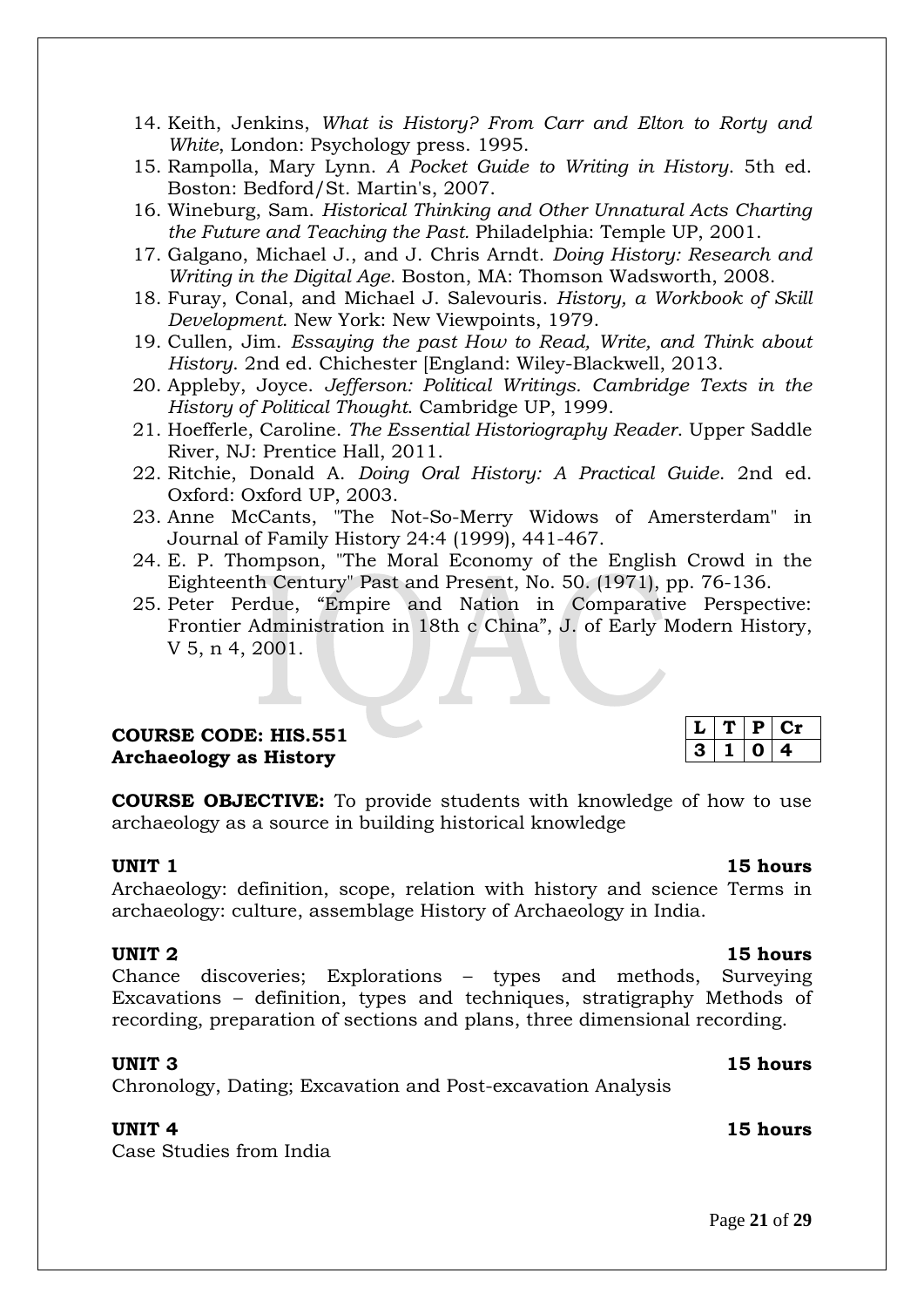14. Keith, Jenkins, *What is History? From Carr and Elton to Rorty and White*, London: Psychology press. 1995.
15. Rampolla, Mary Lynn. *A Pocket Guide to Writing in History*. 5th ed. Boston: Bedford/St. Martin's, 2007.
16. Wineburg, Sam. *Historical Thinking and Other Unnatural Acts Charting the Future and Teaching the Past.* Philadelphia: Temple UP, 2001.
17. Galgano, Michael J., and J. Chris Arndt. *Doing History: Research and Writing in the Digital Age*. Boston, MA: Thomson Wadsworth, 2008.
18. Furay, Conal, and Michael J. Salevouris. *History, a Workbook of Skill Development*. New York: New Viewpoints, 1979.
19. Cullen, Jim. *Essaying the past How to Read, Write, and Think about History*. 2nd ed. Chichester [England: Wiley-Blackwell, 2013.
20. Appleby, Joyce. *Jefferson: Political Writings. Cambridge Texts in the History of Political Thought*. Cambridge UP, 1999.
21. Hoefferle, Caroline. *The Essential Historiography Reader*. Upper Saddle River, NJ: Prentice Hall, 2011.
22. Ritchie, Donald A. *Doing Oral History: A Practical Guide*. 2nd ed. Oxford: Oxford UP, 2003.
23. Anne McCants, "The Not-So-Merry Widows of Amersterdam" in Journal of Family History 24:4 (1999), 441-467.
24. E. P. Thompson, "The Moral Economy of the English Crowd in the Eighteenth Century" Past and Present, No. 50. (1971), pp. 76-136.
25. Peter Perdue, "Empire and Nation in Comparative Perspective: Frontier Administration in 18th c China", J. of Early Modern History, V 5, n 4, 2001.

**COURSE CODE: HIS.551**
**Archaeology as History**

| L | T | P | Cr |
|---|---|---|---|
| 3 | 1 | 0 | 4 |

**COURSE OBJECTIVE:** To provide students with knowledge of how to use archaeology as a source in building historical knowledge

**UNIT 1** **15 hours**

Archaeology: definition, scope, relation with history and science Terms in archaeology: culture, assemblage History of Archaeology in India.

**UNIT 2** **15 hours**

Chance discoveries; Explorations – types and methods, Surveying Excavations – definition, types and techniques, stratigraphy Methods of recording, preparation of sections and plans, three dimensional recording.

**UNIT 3** **15 hours**

Chronology, Dating; Excavation and Post-excavation Analysis

**UNIT 4** **15 hours**

Case Studies from India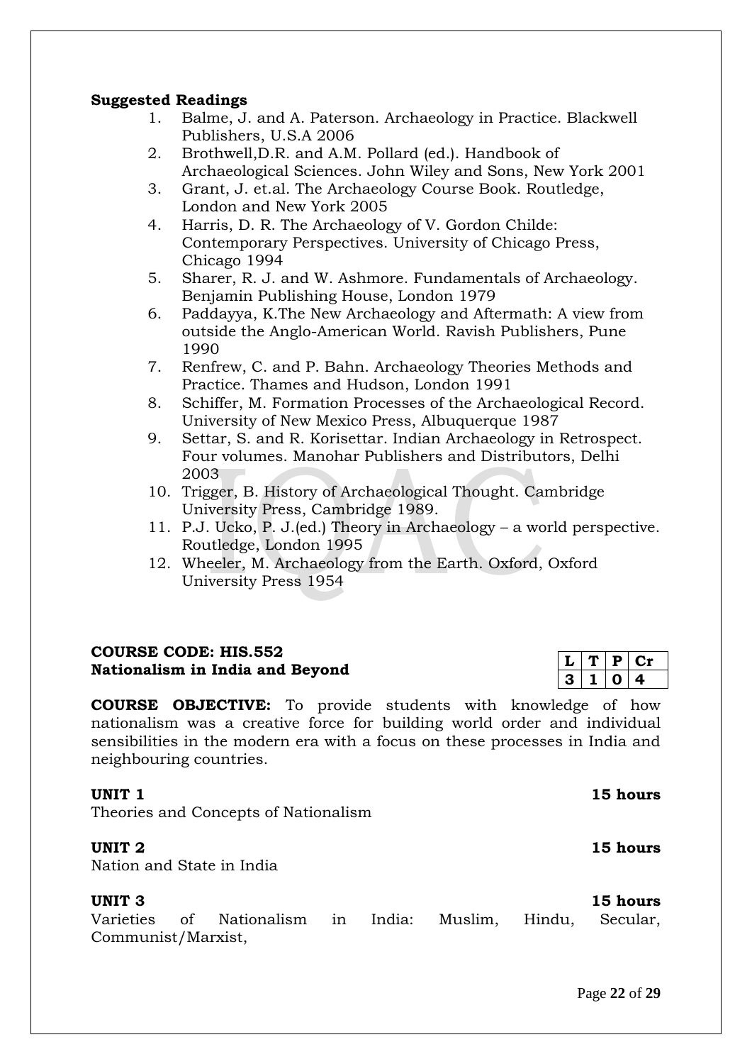**Suggested Readings**

1. Balme, J. and A. Paterson. Archaeology in Practice. Blackwell Publishers, U.S.A 2006
2. Brothwell,D.R. and A.M. Pollard (ed.). Handbook of Archaeological Sciences. John Wiley and Sons, New York 2001
3. Grant, J. et.al. The Archaeology Course Book. Routledge, London and New York 2005
4. Harris, D. R. The Archaeology of V. Gordon Childe: Contemporary Perspectives. University of Chicago Press, Chicago 1994
5. Sharer, R. J. and W. Ashmore. Fundamentals of Archaeology. Benjamin Publishing House, London 1979
6. Paddayya, K.The New Archaeology and Aftermath: A view from outside the Anglo-American World. Ravish Publishers, Pune 1990
7. Renfrew, C. and P. Bahn. Archaeology Theories Methods and Practice. Thames and Hudson, London 1991
8. Schiffer, M. Formation Processes of the Archaeological Record. University of New Mexico Press, Albuquerque 1987
9. Settar, S. and R. Korisettar. Indian Archaeology in Retrospect. Four volumes. Manohar Publishers and Distributors, Delhi 2003
10. Trigger, B. History of Archaeological Thought. Cambridge University Press, Cambridge 1989.
11. P.J. Ucko, P. J.(ed.) Theory in Archaeology – a world perspective. Routledge, London 1995
12. Wheeler, M. Archaeology from the Earth. Oxford, Oxford University Press 1954

**COURSE CODE: HIS.552**
**Nationalism in India and Beyond**

| L | T | P | Cr |
|---|---|---|---|
| 3 | 1 | 0 | 4 |

**COURSE OBJECTIVE:** To provide students with knowledge of how nationalism was a creative force for building world order and individual sensibilities in the modern era with a focus on these processes in India and neighbouring countries.

**UNIT 1** **15 hours**
Theories and Concepts of Nationalism

**UNIT 2** **15 hours**
Nation and State in India

**UNIT 3** **15 hours**
Varieties of Nationalism in India: Muslim, Hindu, Secular, Communist/Marxist,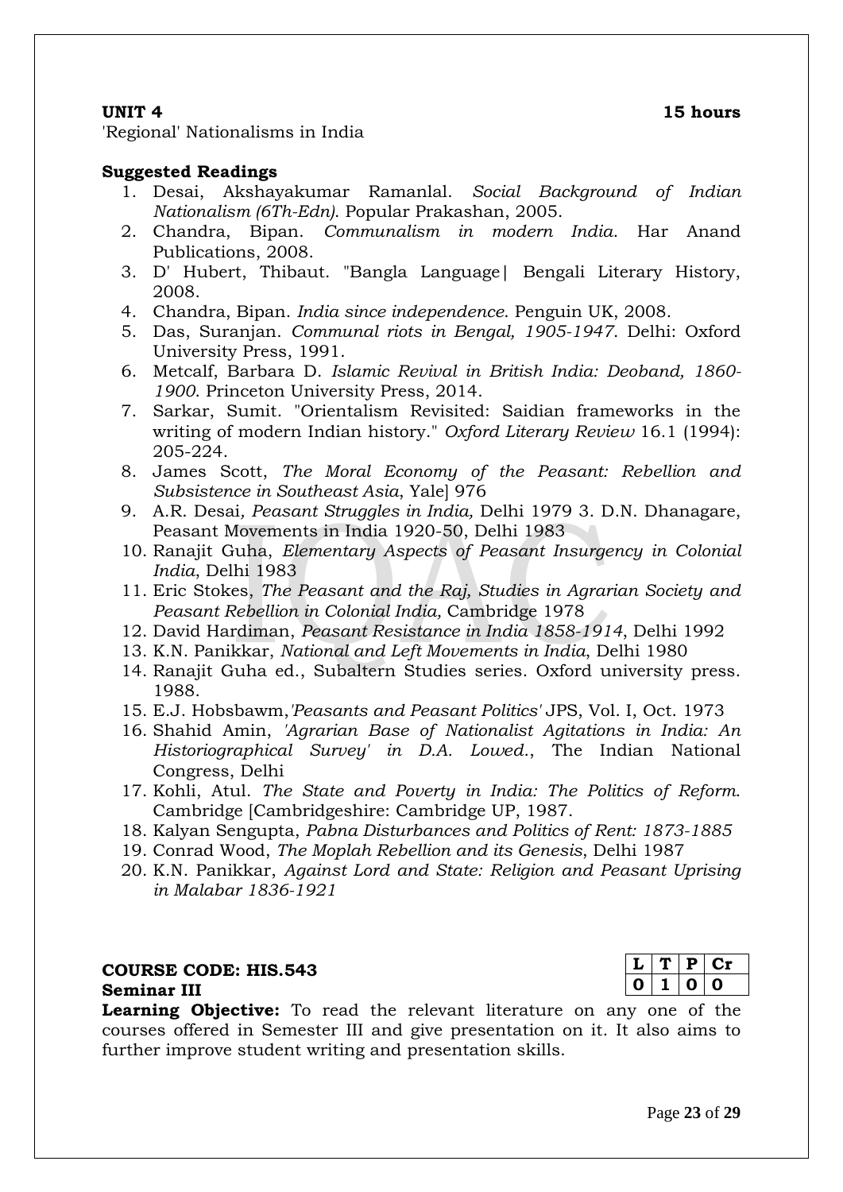**UNIT 4** **15 hours**

'Regional' Nationalisms in India

**Suggested Readings**

1. Desai, Akshayakumar Ramanlal. *Social Background of Indian Nationalism (6Th-Edn)*. Popular Prakashan, 2005.
2. Chandra, Bipan. *Communalism in modern India*. Har Anand Publications, 2008.
3. D' Hubert, Thibaut. "Bangla Language| Bengali Literary History, 2008.
4. Chandra, Bipan. *India since independence*. Penguin UK, 2008.
5. Das, Suranjan. *Communal riots in Bengal, 1905-1947*. Delhi: Oxford University Press, 1991.
6. Metcalf, Barbara D. *Islamic Revival in British India: Deoband, 1860-1900*. Princeton University Press, 2014.
7. Sarkar, Sumit. "Orientalism Revisited: Saidian frameworks in the writing of modern Indian history." *Oxford Literary Review* 16.1 (1994): 205-224.
8. James Scott, *The Moral Economy of the Peasant: Rebellion and Subsistence in Southeast Asia*, Yale] 976
9. A.R. Desai*, Peasant Struggles in India,* Delhi 1979 3. D.N. Dhanagare, Peasant Movements in India 1920-50, Delhi 1983
10. Ranajit Guha, *Elementary Aspects of Peasant Insurgency in Colonial India*, Delhi 1983
11. Eric Stokes, *The Peasant and the Raj, Studies in Agrarian Society and Peasant Rebellion in Colonial India,* Cambridge 1978
12. David Hardiman, *Peasant Resistance in India 1858-1914*, Delhi 1992
13. K.N. Panikkar, *National and Left Movements in India*, Delhi 1980
14. Ranajit Guha ed., Subaltern Studies series. Oxford university press. 1988.
15. E.J. Hobsbawm,*'Peasants and Peasant Politics'* JPS, Vol. I, Oct. 1973
16. Shahid Amin, *'Agrarian Base of Nationalist Agitations in India: An Historiographical Survey' in D.A. Lowed.*, The Indian National Congress, Delhi
17. Kohli, Atul. *The State and Poverty in India: The Politics of Reform*. Cambridge [Cambridgeshire: Cambridge UP, 1987.
18. Kalyan Sengupta, *Pabna Disturbances and Politics of Rent: 1873-1885*
19. Conrad Wood, *The Moplah Rebellion and its Genesis*, Delhi 1987
20. K.N. Panikkar, *Against Lord and State: Religion and Peasant Uprising in Malabar 1836-1921*

**COURSE CODE: HIS.543**
**Seminar III**

| L | T | P | Cr |
|---|---|---|---|
| 0 | 1 | 0 | 0 |

**Learning Objective:** To read the relevant literature on any one of the courses offered in Semester III and give presentation on it. It also aims to further improve student writing and presentation skills.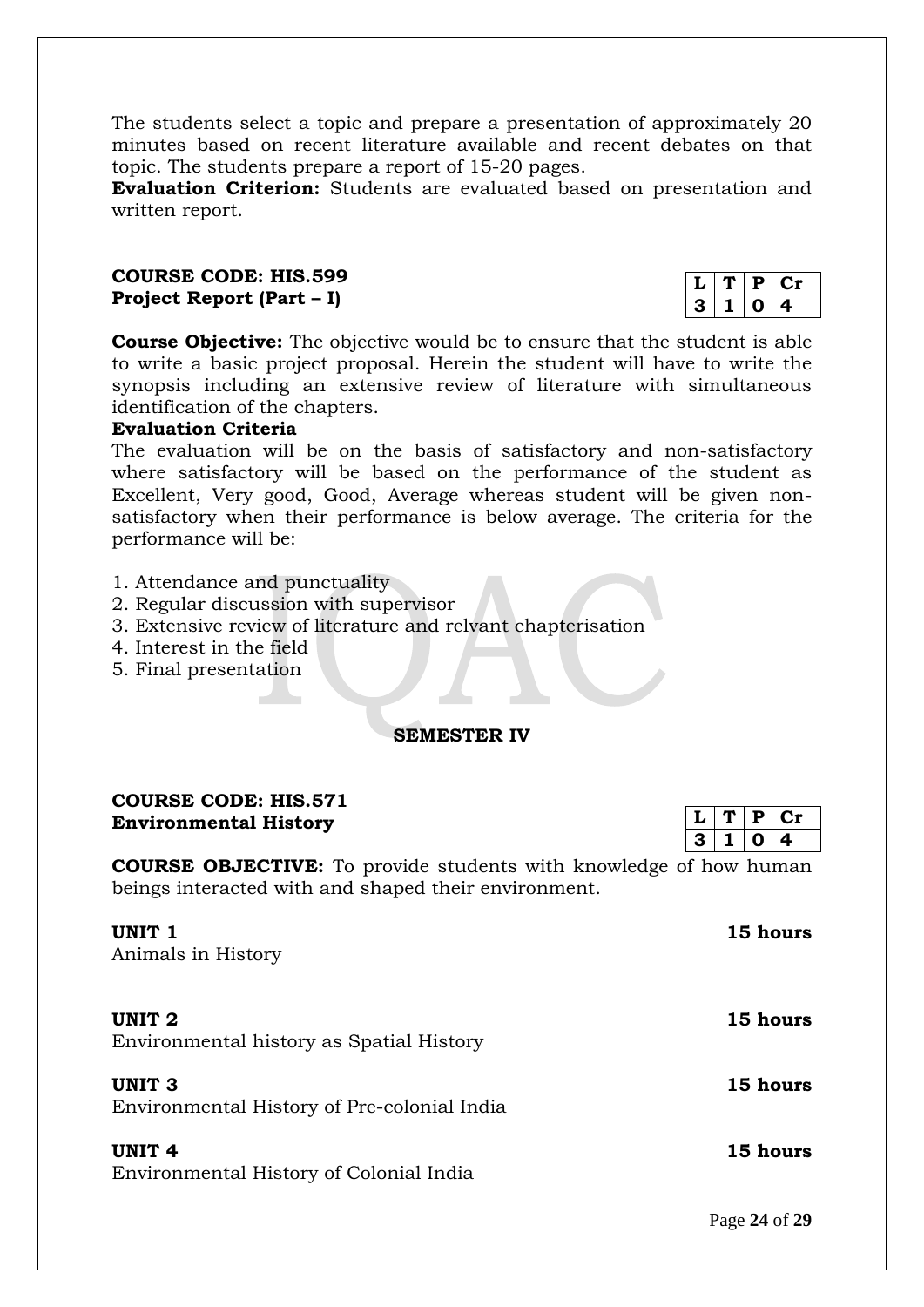The students select a topic and prepare a presentation of approximately 20 minutes based on recent literature available and recent debates on that topic. The students prepare a report of 15-20 pages.

**Evaluation Criterion:** Students are evaluated based on presentation and written report.

**COURSE CODE: HIS.599**
**Project Report (Part – I)**

| L | T | P | Cr |
|---|---|---|---|
| 3 | 1 | 0 | 4 |

**Course Objective:** The objective would be to ensure that the student is able to write a basic project proposal. Herein the student will have to write the synopsis including an extensive review of literature with simultaneous identification of the chapters.

**Evaluation Criteria**

The evaluation will be on the basis of satisfactory and non-satisfactory where satisfactory will be based on the performance of the student as Excellent, Very good, Good, Average whereas student will be given non-satisfactory when their performance is below average. The criteria for the performance will be:

1. Attendance and punctuality
2. Regular discussion with supervisor
3. Extensive review of literature and relvant chapterisation
4. Interest in the field
5. Final presentation

## SEMESTER IV

**COURSE CODE: HIS.571**
**Environmental History**

| L | T | P | Cr |
|---|---|---|---|
| 3 | 1 | 0 | 4 |

**COURSE OBJECTIVE:** To provide students with knowledge of how human beings interacted with and shaped their environment.

**UNIT 1** **15 hours**
Animals in History

**UNIT 2** **15 hours**
Environmental history as Spatial History

**UNIT 3** **15 hours**
Environmental History of Pre-colonial India

**UNIT 4** **15 hours**
Environmental History of Colonial India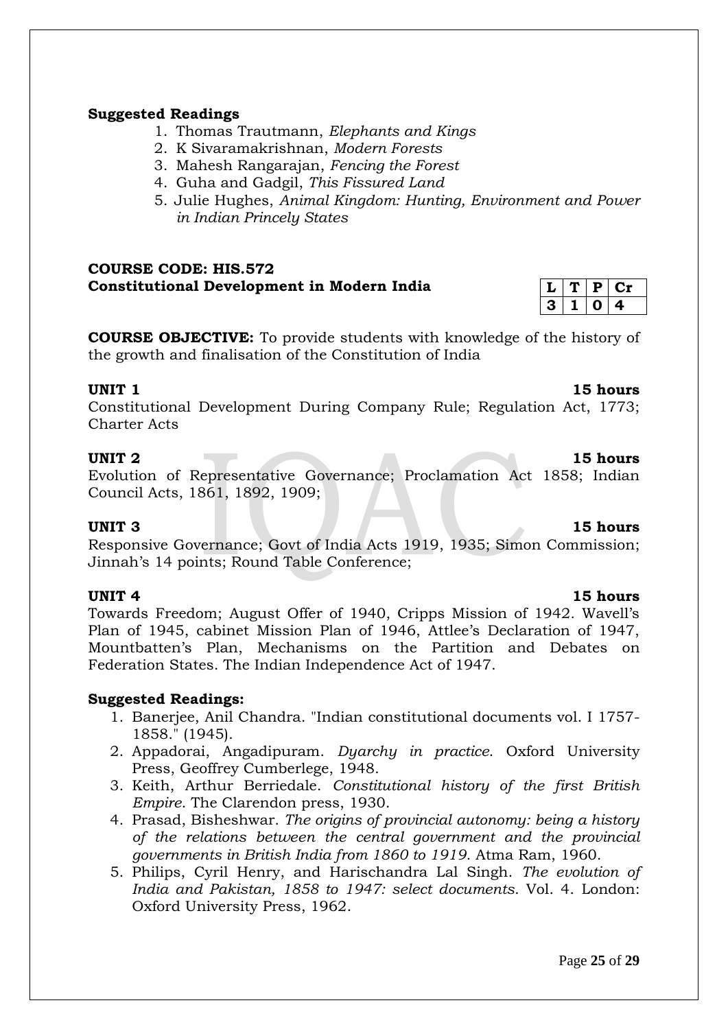**Suggested Readings**

1. Thomas Trautmann, *Elephants and Kings*
2. K Sivaramakrishnan, *Modern Forests*
3. Mahesh Rangarajan, *Fencing the Forest*
4. Guha and Gadgil, *This Fissured Land*
5. Julie Hughes, *Animal Kingdom: Hunting, Environment and Power in Indian Princely States*

**COURSE CODE: HIS.572**
**Constitutional Development in Modern India**

| L | T | P | Cr |
|---|---|---|---|
| 3 | 1 | 0 | 4 |

**COURSE OBJECTIVE:** To provide students with knowledge of the history of the growth and finalisation of the Constitution of India

**UNIT 1** **15 hours**
Constitutional Development During Company Rule; Regulation Act, 1773; Charter Acts

**UNIT 2** **15 hours**
Evolution of Representative Governance; Proclamation Act 1858; Indian Council Acts, 1861, 1892, 1909;

**UNIT 3** **15 hours**
Responsive Governance; Govt of India Acts 1919, 1935; Simon Commission; Jinnah's 14 points; Round Table Conference;

**UNIT 4** **15 hours**
Towards Freedom; August Offer of 1940, Cripps Mission of 1942. Wavell's Plan of 1945, cabinet Mission Plan of 1946, Attlee's Declaration of 1947, Mountbatten's Plan, Mechanisms on the Partition and Debates on Federation States. The Indian Independence Act of 1947.

**Suggested Readings:**

1. Banerjee, Anil Chandra. "Indian constitutional documents vol. I 1757-1858." (1945).
2. Appadorai, Angadipuram. *Dyarchy in practice*. Oxford University Press, Geoffrey Cumberlege, 1948.
3. Keith, Arthur Berriedale. *Constitutional history of the first British Empire*. The Clarendon press, 1930.
4. Prasad, Bisheshwar. *The origins of provincial autonomy: being a history of the relations between the central government and the provincial governments in British India from 1860 to 1919*. Atma Ram, 1960.
5. Philips, Cyril Henry, and Harischandra Lal Singh. *The evolution of India and Pakistan, 1858 to 1947: select documents*. Vol. 4. London: Oxford University Press, 1962.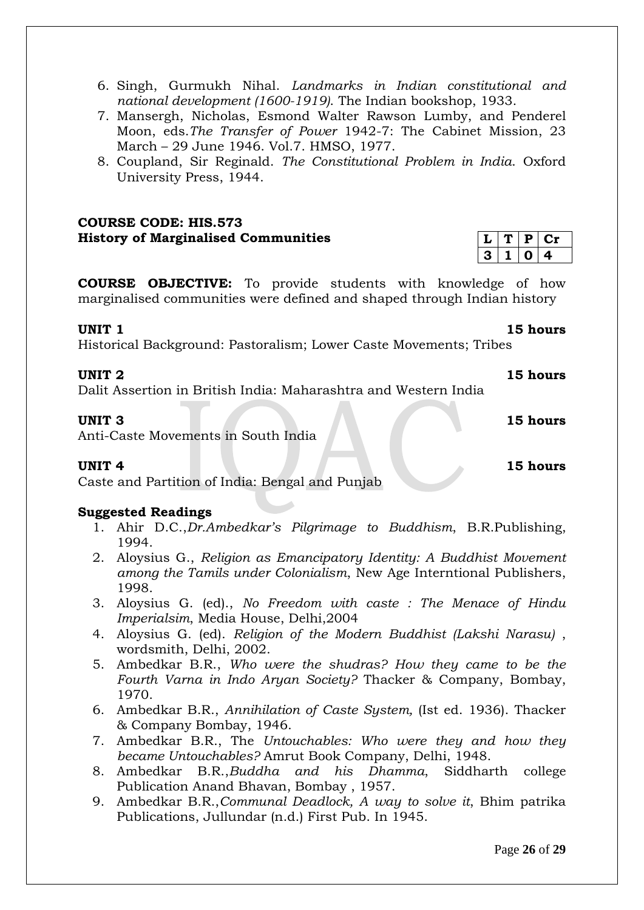6. Singh, Gurmukh Nihal. *Landmarks in Indian constitutional and national development (1600-1919)*. The Indian bookshop, 1933.
7. Mansergh, Nicholas, Esmond Walter Rawson Lumby, and Penderel Moon, eds.*The Transfer of Power* 1942-7: The Cabinet Mission, 23 March – 29 June 1946. Vol.7. HMSO, 1977.
8. Coupland, Sir Reginald. *The Constitutional Problem in India*. Oxford University Press, 1944.

**COURSE CODE: HIS.573**
**History of Marginalised Communities**

| L | T | P | Cr |
|---|---|---|---|
| 3 | 1 | 0 | 4 |

**COURSE OBJECTIVE:** To provide students with knowledge of how marginalised communities were defined and shaped through Indian history

**UNIT 1** **15 hours**
Historical Background: Pastoralism; Lower Caste Movements; Tribes

**UNIT 2** **15 hours**
Dalit Assertion in British India: Maharashtra and Western India

**UNIT 3** **15 hours**
Anti-Caste Movements in South India

**UNIT 4** **15 hours**
Caste and Partition of India: Bengal and Punjab

**Suggested Readings**

1. Ahir D.C.,*Dr.Ambedkar's Pilgrimage to Buddhism*, B.R.Publishing, 1994.
2. Aloysius G., *Religion as Emancipatory Identity: A Buddhist Movement among the Tamils under Colonialism*, New Age Interntional Publishers, 1998.
3. Aloysius G. (ed)., *No Freedom with caste : The Menace of Hindu Imperialsim*, Media House, Delhi,2004
4. Aloysius G. (ed). *Religion of the Modern Buddhist (Lakshi Narasu)* , wordsmith, Delhi, 2002.
5. Ambedkar B.R., *Who were the shudras? How they came to be the Fourth Varna in Indo Aryan Society?* Thacker & Company, Bombay, 1970.
6. Ambedkar B.R., *Annihilation of Caste System,* (Ist ed. 1936). Thacker & Company Bombay, 1946.
7. Ambedkar B.R., The *Untouchables: Who were they and how they became Untouchables?* Amrut Book Company, Delhi, 1948.
8. Ambedkar B.R.,*Buddha and his Dhamma*, Siddharth college Publication Anand Bhavan, Bombay , 1957.
9. Ambedkar B.R.,*Communal Deadlock, A way to solve it*, Bhim patrika Publications, Jullundar (n.d.) First Pub. In 1945.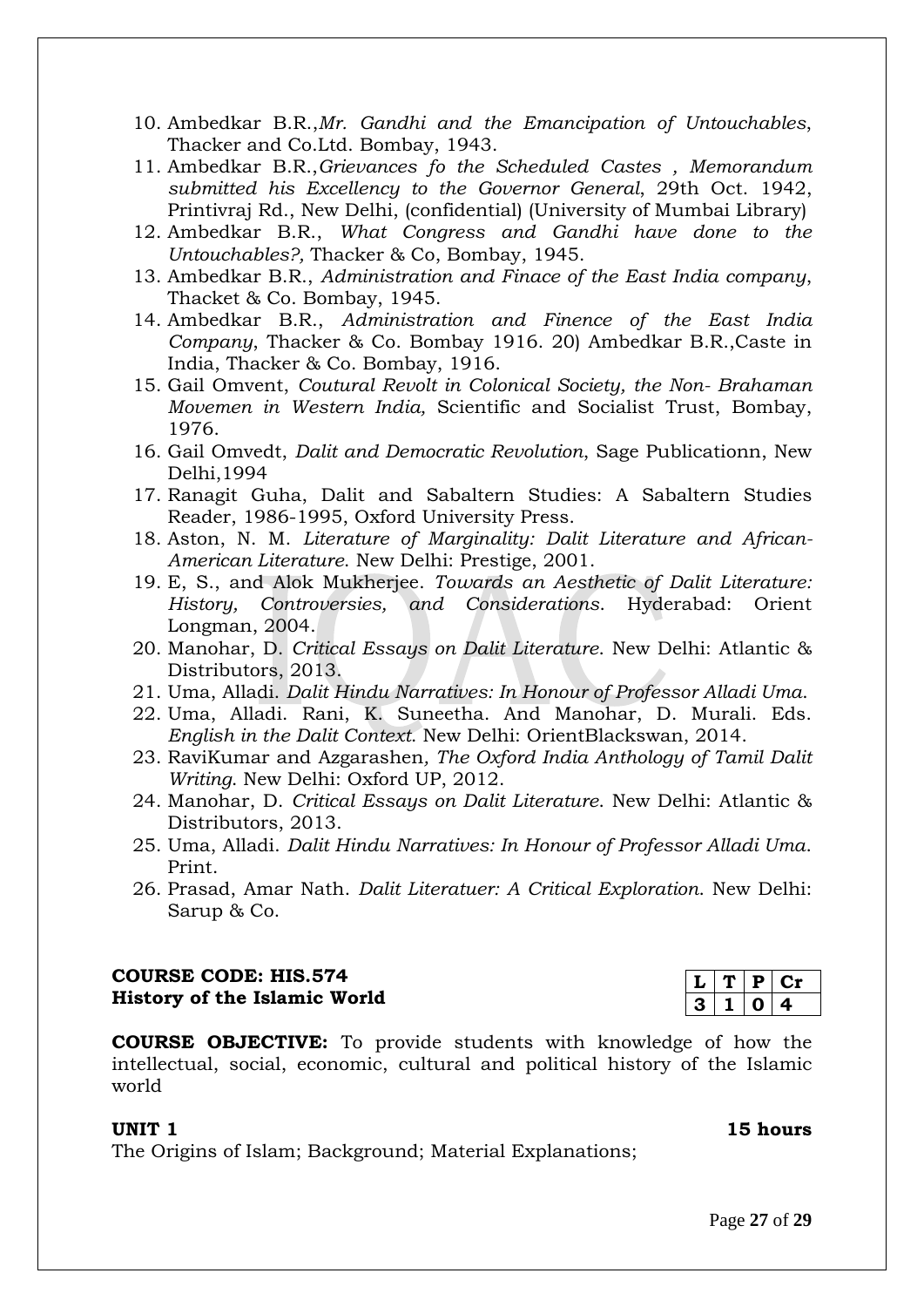10. Ambedkar B.R.,*Mr. Gandhi and the Emancipation of Untouchables*, Thacker and Co.Ltd. Bombay, 1943.
11. Ambedkar B.R.,*Grievances fo the Scheduled Castes , Memorandum submitted his Excellency to the Governor General*, 29th Oct. 1942, Printivraj Rd., New Delhi, (confidential) (University of Mumbai Library)
12. Ambedkar B.R., *What Congress and Gandhi have done to the Untouchables?,* Thacker & Co, Bombay, 1945.
13. Ambedkar B.R., *Administration and Finace of the East India company*, Thacket & Co. Bombay, 1945.
14. Ambedkar B.R., *Administration and Finence of the East India Company*, Thacker & Co. Bombay 1916. 20) Ambedkar B.R.,Caste in India, Thacker & Co. Bombay, 1916.
15. Gail Omvent, *Coutural Revolt in Colonical Society, the Non- Brahaman Movemen in Western India,* Scientific and Socialist Trust, Bombay, 1976.
16. Gail Omvedt, *Dalit and Democratic Revolution*, Sage Publicationn, New Delhi,1994
17. Ranagit Guha, Dalit and Sabaltern Studies: A Sabaltern Studies Reader, 1986-1995, Oxford University Press.
18. Aston, N. M. *Literature of Marginality: Dalit Literature and African-American Literature*. New Delhi: Prestige, 2001.
19. E, S., and Alok Mukherjee. *Towards an Aesthetic of Dalit Literature: History, Controversies, and Considerations*. Hyderabad: Orient Longman, 2004.
20. Manohar, D. *Critical Essays on Dalit Literature*. New Delhi: Atlantic & Distributors, 2013.
21. Uma, Alladi. *Dalit Hindu Narratives: In Honour of Professor Alladi Uma.*
22. Uma, Alladi. Rani, K. Suneetha. And Manohar, D. Murali. Eds. *English in the Dalit Context*. New Delhi: OrientBlackswan, 2014.
23. RaviKumar and Azgarashen*, The Oxford India Anthology of Tamil Dalit Writing*. New Delhi: Oxford UP, 2012.
24. Manohar, D. *Critical Essays on Dalit Literature*. New Delhi: Atlantic & Distributors, 2013.
25. Uma, Alladi. *Dalit Hindu Narratives: In Honour of Professor Alladi Uma*. Print.
26. Prasad, Amar Nath. *Dalit Literatuer: A Critical Exploration*. New Delhi: Sarup & Co.

**COURSE CODE: HIS.574**
**History of the Islamic World**

| L | T | P | Cr |
|---|---|---|---|
| 3 | 1 | 0 | 4 |

**COURSE OBJECTIVE:** To provide students with knowledge of how the intellectual, social, economic, cultural and political history of the Islamic world

**UNIT 1** **15 hours**

The Origins of Islam; Background; Material Explanations;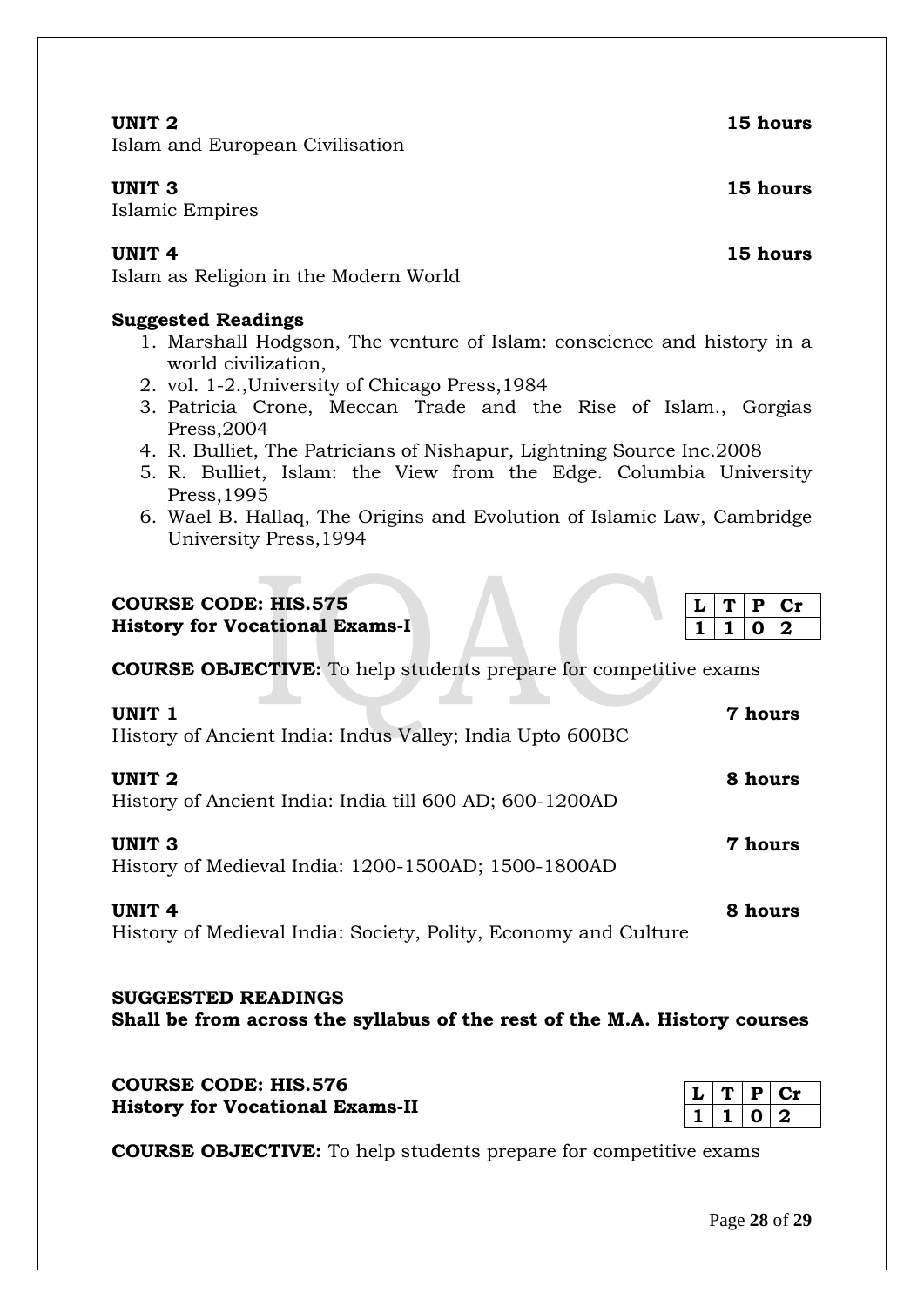**UNIT 2** **15 hours**
Islam and European Civilisation

**UNIT 3** **15 hours**
Islamic Empires

**UNIT 4** **15 hours**
Islam as Religion in the Modern World

**Suggested Readings**

1. Marshall Hodgson, The venture of Islam: conscience and history in a world civilization,
2. vol. 1-2.,University of Chicago Press,1984
3. Patricia Crone, Meccan Trade and the Rise of Islam., Gorgias Press,2004
4. R. Bulliet, The Patricians of Nishapur, Lightning Source Inc.2008
5. R. Bulliet, Islam: the View from the Edge. Columbia University Press,1995
6. Wael B. Hallaq, The Origins and Evolution of Islamic Law, Cambridge University Press,1994

**COURSE CODE: HIS.575**
**History for Vocational Exams-I**

| L | T | P | Cr |
|---|---|---|---|
| 1 | 1 | 0 | 2 |

**COURSE OBJECTIVE:** To help students prepare for competitive exams

**UNIT 1** **7 hours**
History of Ancient India: Indus Valley; India Upto 600BC

**UNIT 2** **8 hours**
History of Ancient India: India till 600 AD; 600-1200AD

**UNIT 3** **7 hours**
History of Medieval India: 1200-1500AD; 1500-1800AD

**UNIT 4** **8 hours**
History of Medieval India: Society, Polity, Economy and Culture

**SUGGESTED READINGS**
**Shall be from across the syllabus of the rest of the M.A. History courses**

**COURSE CODE: HIS.576**
**History for Vocational Exams-II**

| L | T | P | Cr |
|---|---|---|---|
| 1 | 1 | 0 | 2 |

**COURSE OBJECTIVE:** To help students prepare for competitive exams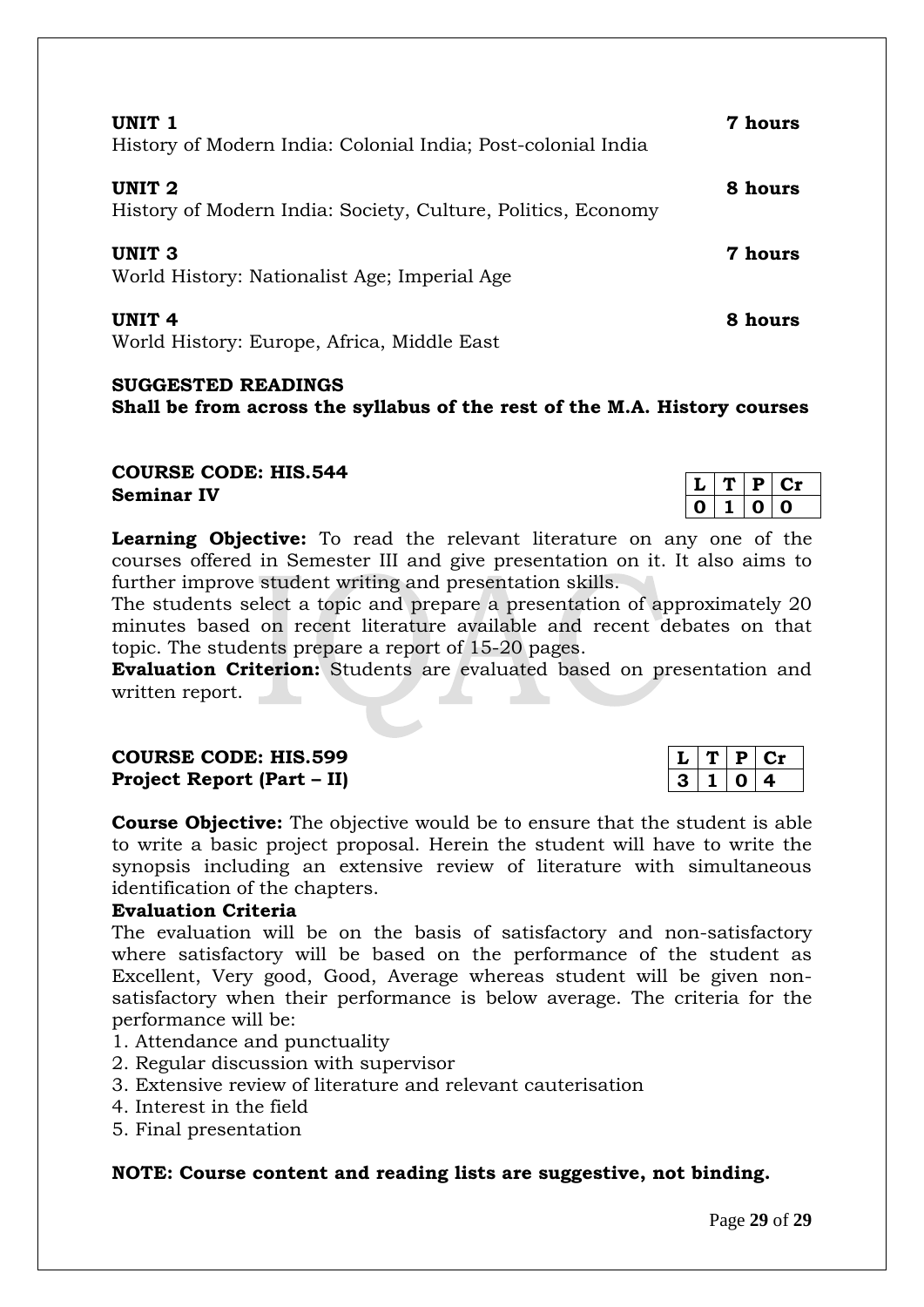**UNIT 1** **7 hours**
History of Modern India: Colonial India; Post-colonial India

**UNIT 2** **8 hours**
History of Modern India: Society, Culture, Politics, Economy

**UNIT 3** **7 hours**
World History: Nationalist Age; Imperial Age

**UNIT 4** **8 hours**
World History: Europe, Africa, Middle East

**SUGGESTED READINGS**
**Shall be from across the syllabus of the rest of the M.A. History courses**

**COURSE CODE: HIS.544**
**Seminar IV**

| L | T | P | Cr |
|---|---|---|---|
| 0 | 1 | 0 | 0 |

**Learning Objective:** To read the relevant literature on any one of the courses offered in Semester III and give presentation on it. It also aims to further improve student writing and presentation skills.
The students select a topic and prepare a presentation of approximately 20 minutes based on recent literature available and recent debates on that topic. The students prepare a report of 15-20 pages.
**Evaluation Criterion:** Students are evaluated based on presentation and written report.

**COURSE CODE: HIS.599**
**Project Report (Part – II)**

| L | T | P | Cr |
|---|---|---|---|
| 3 | 1 | 0 | 4 |

**Course Objective:** The objective would be to ensure that the student is able to write a basic project proposal. Herein the student will have to write the synopsis including an extensive review of literature with simultaneous identification of the chapters.
**Evaluation Criteria**
The evaluation will be on the basis of satisfactory and non-satisfactory where satisfactory will be based on the performance of the student as Excellent, Very good, Good, Average whereas student will be given non-satisfactory when their performance is below average. The criteria for the performance will be:
1. Attendance and punctuality
2. Regular discussion with supervisor
3. Extensive review of literature and relevant cauterisation
4. Interest in the field
5. Final presentation

**NOTE: Course content and reading lists are suggestive, not binding.**